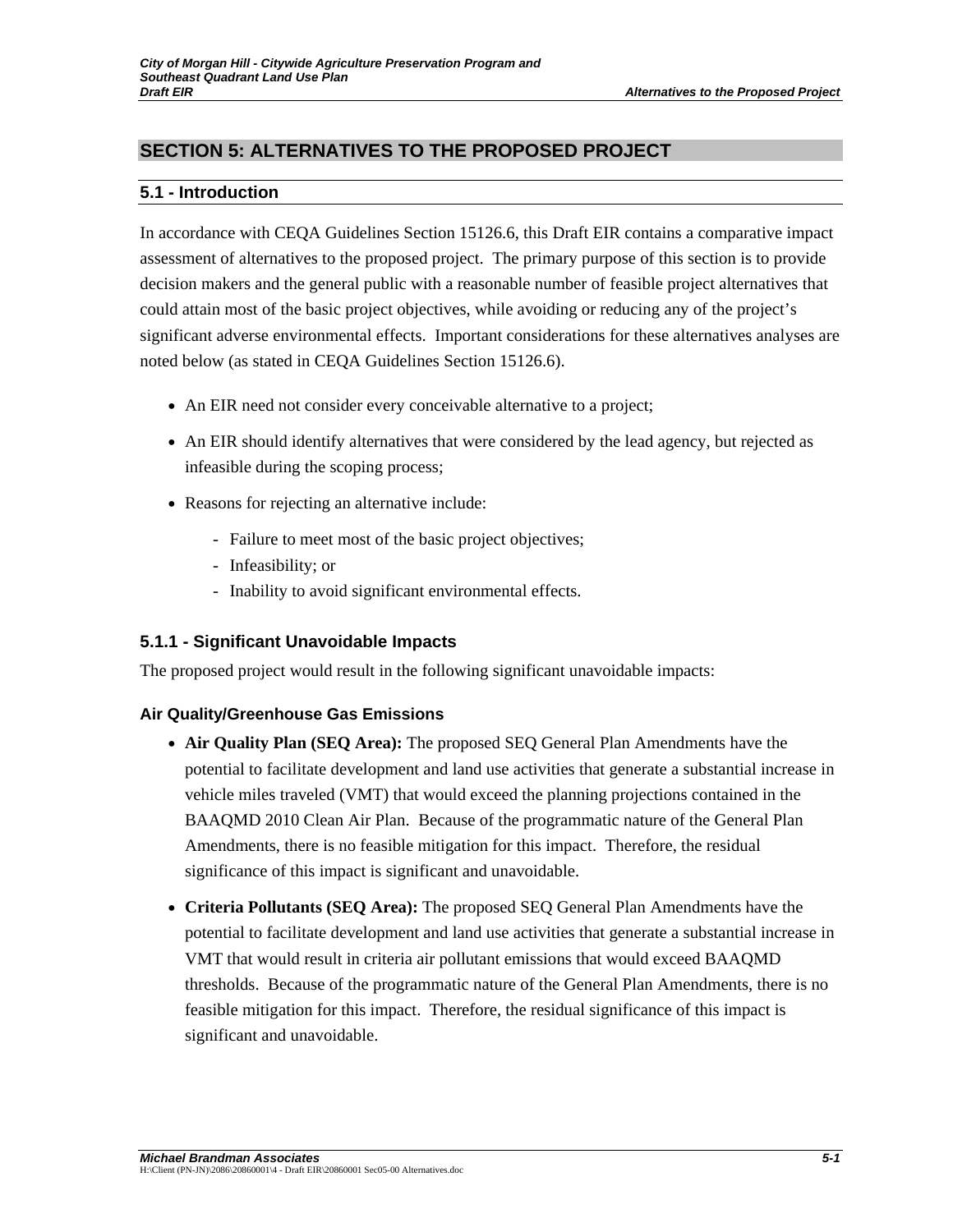# SECTION 5: ALTERNATIVES TO THE PROPOSED PROJECT

## 5.1 - Introduction

In accordance with CEQA Guidelines Section 15126.6, this Draft EIR contains a comparative impact assessment of alternatives to the proposed project. The primary purpose of this section is to provide decision makers and the general public with a reasonable number of feasible project alternatives that could attain most of the basic project objectives, while avoiding or reducing any of the project's significant adverse environmental effects. Important considerations for these alternatives analyses are noted below (as stated in CEQA Guidelines Section 15126.6).

- An EIR need not consider every conceivable alternative to a project;
- An EIR should identify alternatives that were considered by the lead agency, but rejected as infeasible during the scoping process;
- Reasons for rejecting an alternative include:
  - Failure to meet most of the basic project objectives;
  - Infeasibility; or
  - Inability to avoid significant environmental effects.

### 5.1.1 - Significant Unavoidable Impacts

The proposed project would result in the following significant unavoidable impacts:

#### Air Quality/Greenhouse Gas Emissions

- **Air Quality Plan (SEQ Area):** The proposed SEQ General Plan Amendments have the potential to facilitate development and land use activities that generate a substantial increase in vehicle miles traveled (VMT) that would exceed the planning projections contained in the BAAQMD 2010 Clean Air Plan. Because of the programmatic nature of the General Plan Amendments, there is no feasible mitigation for this impact. Therefore, the residual significance of this impact is significant and unavoidable.
- **Criteria Pollutants (SEQ Area):** The proposed SEQ General Plan Amendments have the potential to facilitate development and land use activities that generate a substantial increase in VMT that would result in criteria air pollutant emissions that would exceed BAAQMD thresholds. Because of the programmatic nature of the General Plan Amendments, there is no feasible mitigation for this impact. Therefore, the residual significance of this impact is significant and unavoidable.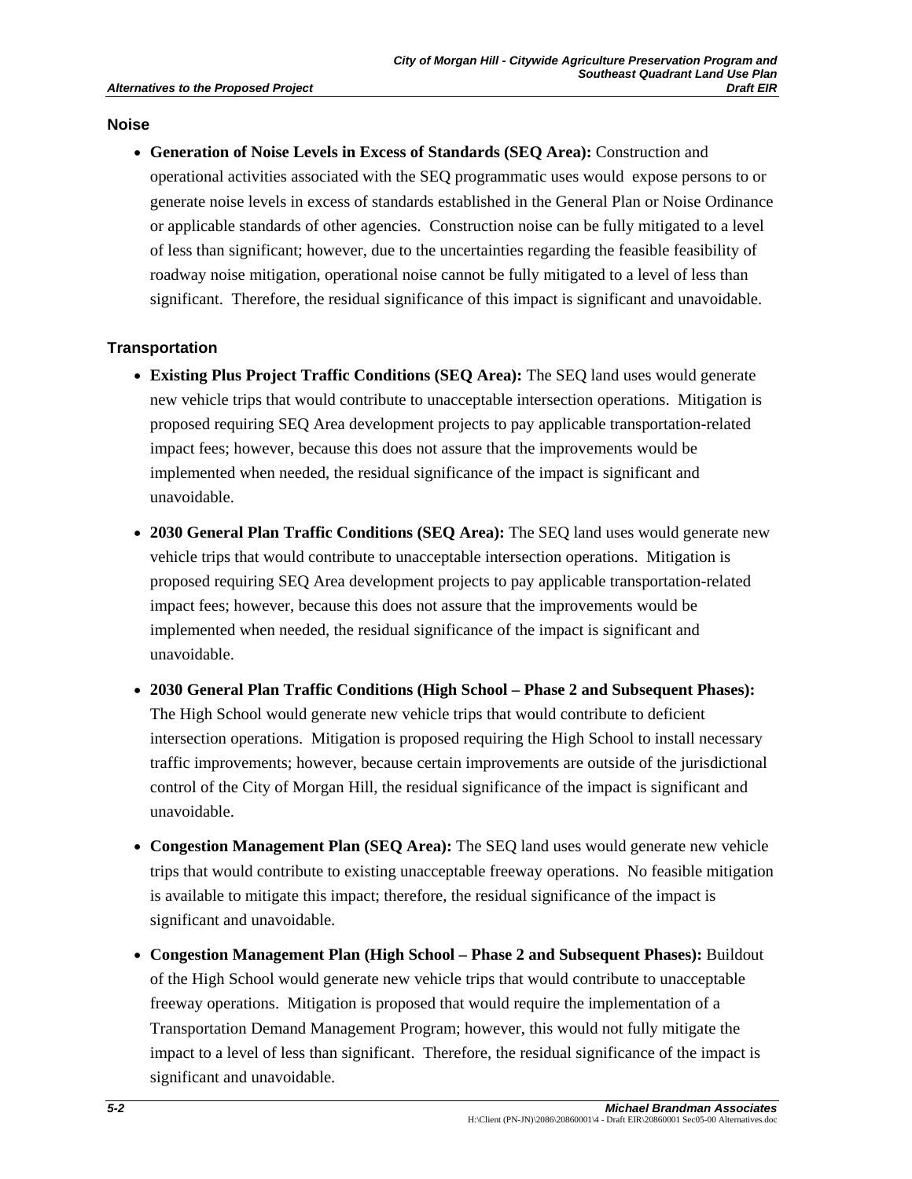### Noise

- **Generation of Noise Levels in Excess of Standards (SEQ Area):** Construction and operational activities associated with the SEQ programmatic uses would expose persons to or generate noise levels in excess of standards established in the General Plan or Noise Ordinance or applicable standards of other agencies. Construction noise can be fully mitigated to a level of less than significant; however, due to the uncertainties regarding the feasible feasibility of roadway noise mitigation, operational noise cannot be fully mitigated to a level of less than significant. Therefore, the residual significance of this impact is significant and unavoidable.

### Transportation

- **Existing Plus Project Traffic Conditions (SEQ Area):** The SEQ land uses would generate new vehicle trips that would contribute to unacceptable intersection operations. Mitigation is proposed requiring SEQ Area development projects to pay applicable transportation-related impact fees; however, because this does not assure that the improvements would be implemented when needed, the residual significance of the impact is significant and unavoidable.

- **2030 General Plan Traffic Conditions (SEQ Area):** The SEQ land uses would generate new vehicle trips that would contribute to unacceptable intersection operations. Mitigation is proposed requiring SEQ Area development projects to pay applicable transportation-related impact fees; however, because this does not assure that the improvements would be implemented when needed, the residual significance of the impact is significant and unavoidable.

- **2030 General Plan Traffic Conditions (High School – Phase 2 and Subsequent Phases):** The High School would generate new vehicle trips that would contribute to deficient intersection operations. Mitigation is proposed requiring the High School to install necessary traffic improvements; however, because certain improvements are outside of the jurisdictional control of the City of Morgan Hill, the residual significance of the impact is significant and unavoidable.

- **Congestion Management Plan (SEQ Area):** The SEQ land uses would generate new vehicle trips that would contribute to existing unacceptable freeway operations. No feasible mitigation is available to mitigate this impact; therefore, the residual significance of the impact is significant and unavoidable.

- **Congestion Management Plan (High School – Phase 2 and Subsequent Phases):** Buildout of the High School would generate new vehicle trips that would contribute to unacceptable freeway operations. Mitigation is proposed that would require the implementation of a Transportation Demand Management Program; however, this would not fully mitigate the impact to a level of less than significant. Therefore, the residual significance of the impact is significant and unavoidable.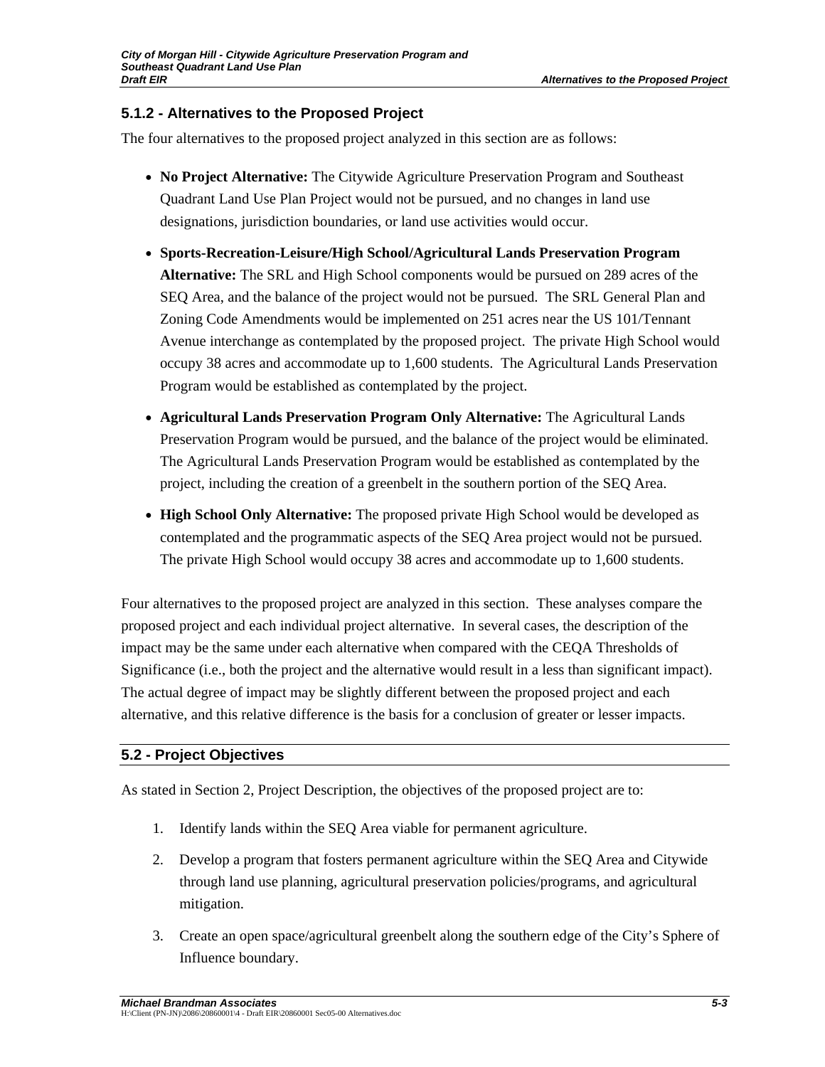### 5.1.2 - Alternatives to the Proposed Project

The four alternatives to the proposed project analyzed in this section are as follows:

- **No Project Alternative:** The Citywide Agriculture Preservation Program and Southeast Quadrant Land Use Plan Project would not be pursued, and no changes in land use designations, jurisdiction boundaries, or land use activities would occur.
- **Sports-Recreation-Leisure/High School/Agricultural Lands Preservation Program Alternative:** The SRL and High School components would be pursued on 289 acres of the SEQ Area, and the balance of the project would not be pursued. The SRL General Plan and Zoning Code Amendments would be implemented on 251 acres near the US 101/Tennant Avenue interchange as contemplated by the proposed project. The private High School would occupy 38 acres and accommodate up to 1,600 students. The Agricultural Lands Preservation Program would be established as contemplated by the project.
- **Agricultural Lands Preservation Program Only Alternative:** The Agricultural Lands Preservation Program would be pursued, and the balance of the project would be eliminated. The Agricultural Lands Preservation Program would be established as contemplated by the project, including the creation of a greenbelt in the southern portion of the SEQ Area.
- **High School Only Alternative:** The proposed private High School would be developed as contemplated and the programmatic aspects of the SEQ Area project would not be pursued. The private High School would occupy 38 acres and accommodate up to 1,600 students.

Four alternatives to the proposed project are analyzed in this section. These analyses compare the proposed project and each individual project alternative. In several cases, the description of the impact may be the same under each alternative when compared with the CEQA Thresholds of Significance (i.e., both the project and the alternative would result in a less than significant impact). The actual degree of impact may be slightly different between the proposed project and each alternative, and this relative difference is the basis for a conclusion of greater or lesser impacts.

## 5.2 - Project Objectives

As stated in Section 2, Project Description, the objectives of the proposed project are to:

1. Identify lands within the SEQ Area viable for permanent agriculture.
2. Develop a program that fosters permanent agriculture within the SEQ Area and Citywide through land use planning, agricultural preservation policies/programs, and agricultural mitigation.
3. Create an open space/agricultural greenbelt along the southern edge of the City's Sphere of Influence boundary.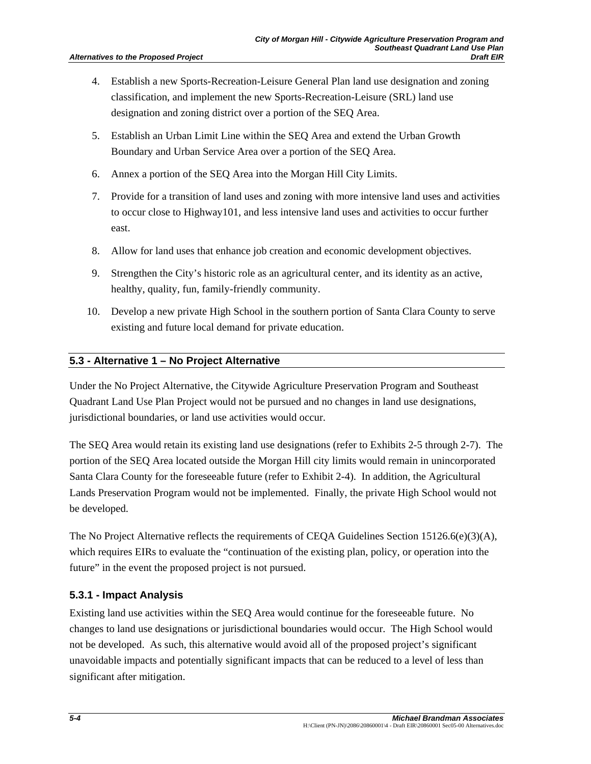4. Establish a new Sports-Recreation-Leisure General Plan land use designation and zoning classification, and implement the new Sports-Recreation-Leisure (SRL) land use designation and zoning district over a portion of the SEQ Area.
5. Establish an Urban Limit Line within the SEQ Area and extend the Urban Growth Boundary and Urban Service Area over a portion of the SEQ Area.
6. Annex a portion of the SEQ Area into the Morgan Hill City Limits.
7. Provide for a transition of land uses and zoning with more intensive land uses and activities to occur close to Highway101, and less intensive land uses and activities to occur further east.
8. Allow for land uses that enhance job creation and economic development objectives.
9. Strengthen the City's historic role as an agricultural center, and its identity as an active, healthy, quality, fun, family-friendly community.
10. Develop a new private High School in the southern portion of Santa Clara County to serve existing and future local demand for private education.

## 5.3 - Alternative 1 – No Project Alternative

Under the No Project Alternative, the Citywide Agriculture Preservation Program and Southeast Quadrant Land Use Plan Project would not be pursued and no changes in land use designations, jurisdictional boundaries, or land use activities would occur.

The SEQ Area would retain its existing land use designations (refer to Exhibits 2-5 through 2-7). The portion of the SEQ Area located outside the Morgan Hill city limits would remain in unincorporated Santa Clara County for the foreseeable future (refer to Exhibit 2-4). In addition, the Agricultural Lands Preservation Program would not be implemented. Finally, the private High School would not be developed.

The No Project Alternative reflects the requirements of CEQA Guidelines Section 15126.6(e)(3)(A), which requires EIRs to evaluate the "continuation of the existing plan, policy, or operation into the future" in the event the proposed project is not pursued.

### 5.3.1 - Impact Analysis

Existing land use activities within the SEQ Area would continue for the foreseeable future. No changes to land use designations or jurisdictional boundaries would occur. The High School would not be developed. As such, this alternative would avoid all of the proposed project's significant unavoidable impacts and potentially significant impacts that can be reduced to a level of less than significant after mitigation.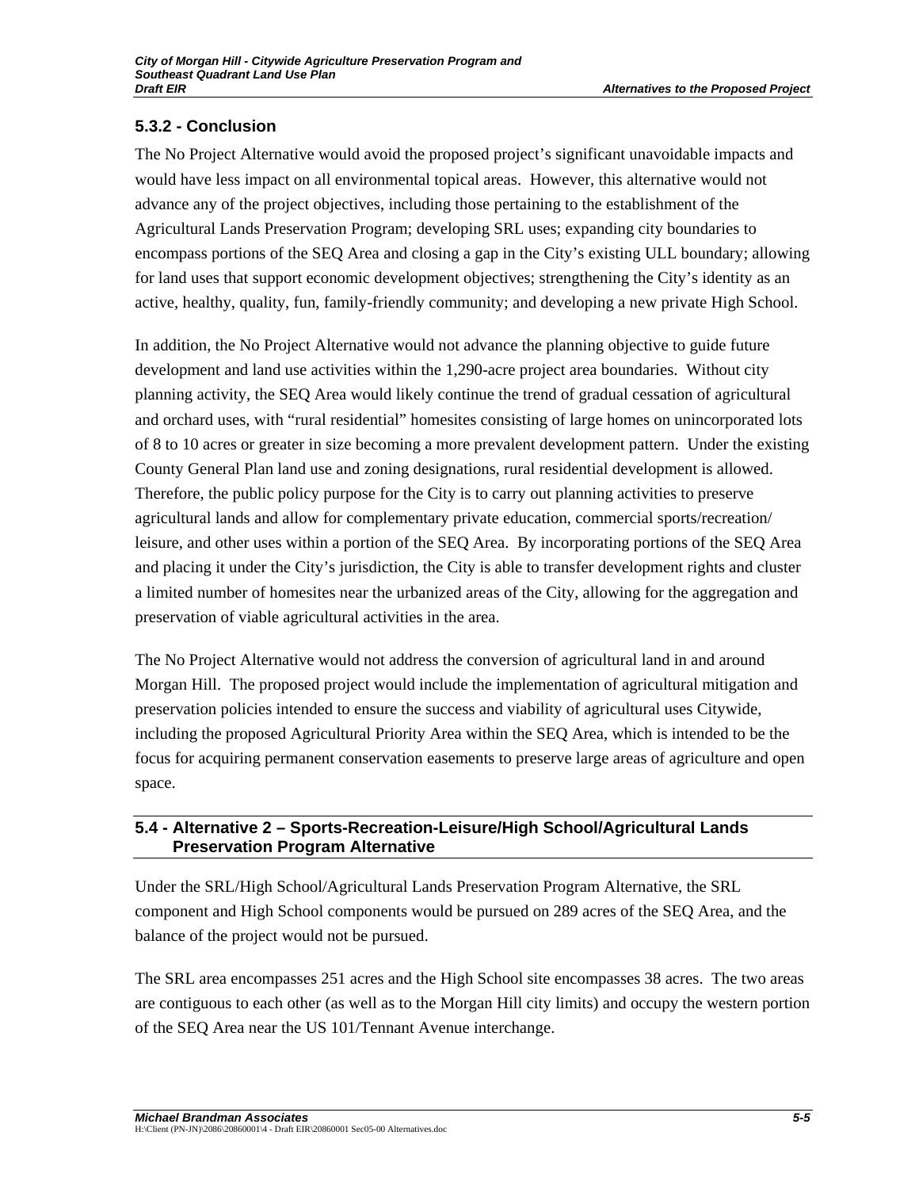### 5.3.2 - Conclusion

The No Project Alternative would avoid the proposed project's significant unavoidable impacts and would have less impact on all environmental topical areas. However, this alternative would not advance any of the project objectives, including those pertaining to the establishment of the Agricultural Lands Preservation Program; developing SRL uses; expanding city boundaries to encompass portions of the SEQ Area and closing a gap in the City's existing ULL boundary; allowing for land uses that support economic development objectives; strengthening the City's identity as an active, healthy, quality, fun, family-friendly community; and developing a new private High School.

In addition, the No Project Alternative would not advance the planning objective to guide future development and land use activities within the 1,290-acre project area boundaries. Without city planning activity, the SEQ Area would likely continue the trend of gradual cessation of agricultural and orchard uses, with "rural residential" homesites consisting of large homes on unincorporated lots of 8 to 10 acres or greater in size becoming a more prevalent development pattern. Under the existing County General Plan land use and zoning designations, rural residential development is allowed. Therefore, the public policy purpose for the City is to carry out planning activities to preserve agricultural lands and allow for complementary private education, commercial sports/recreation/leisure, and other uses within a portion of the SEQ Area. By incorporating portions of the SEQ Area and placing it under the City's jurisdiction, the City is able to transfer development rights and cluster a limited number of homesites near the urbanized areas of the City, allowing for the aggregation and preservation of viable agricultural activities in the area.

The No Project Alternative would not address the conversion of agricultural land in and around Morgan Hill. The proposed project would include the implementation of agricultural mitigation and preservation policies intended to ensure the success and viability of agricultural uses Citywide, including the proposed Agricultural Priority Area within the SEQ Area, which is intended to be the focus for acquiring permanent conservation easements to preserve large areas of agriculture and open space.

## 5.4 - Alternative 2 – Sports-Recreation-Leisure/High School/Agricultural Lands Preservation Program Alternative

Under the SRL/High School/Agricultural Lands Preservation Program Alternative, the SRL component and High School components would be pursued on 289 acres of the SEQ Area, and the balance of the project would not be pursued.

The SRL area encompasses 251 acres and the High School site encompasses 38 acres. The two areas are contiguous to each other (as well as to the Morgan Hill city limits) and occupy the western portion of the SEQ Area near the US 101/Tennant Avenue interchange.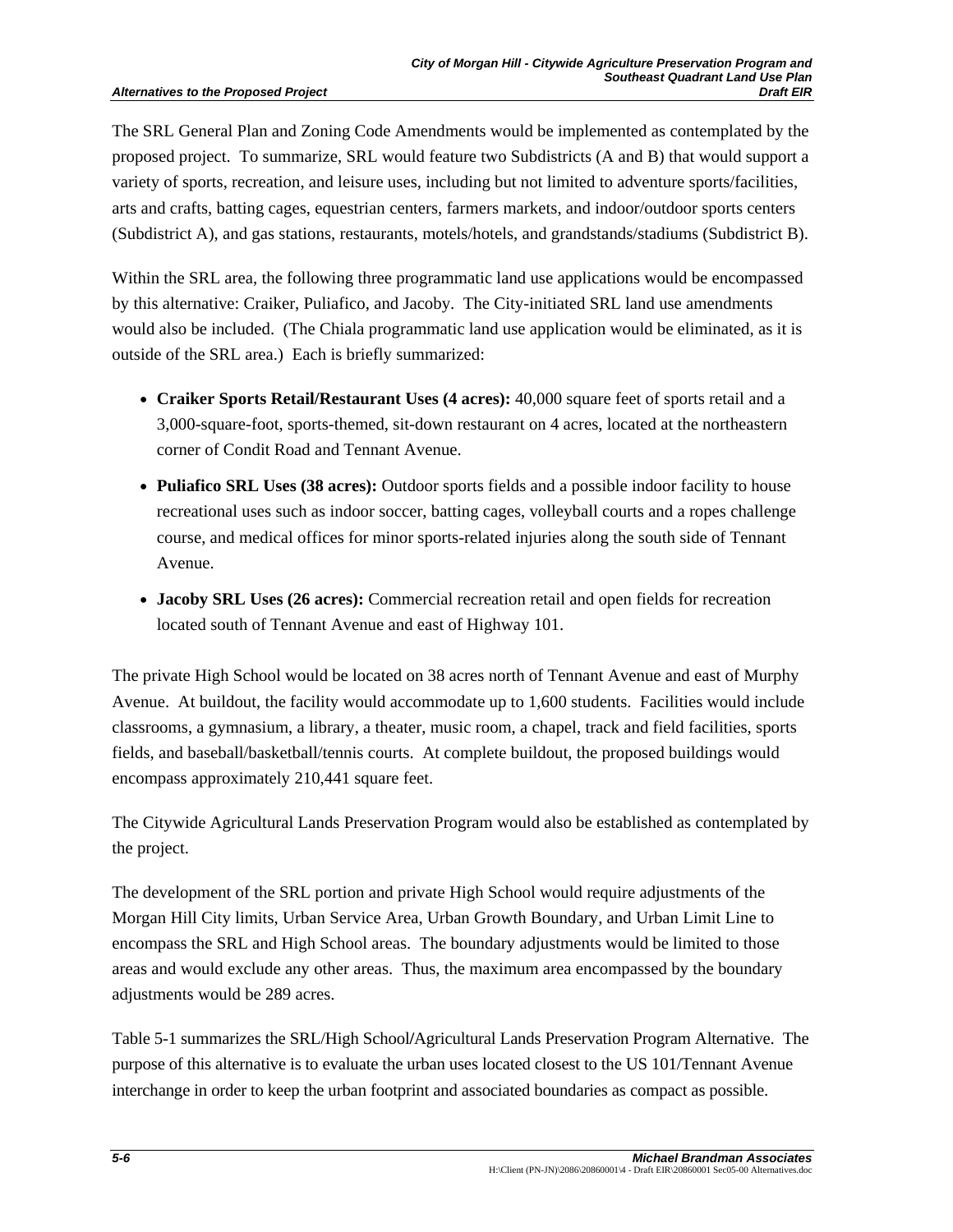The SRL General Plan and Zoning Code Amendments would be implemented as contemplated by the proposed project. To summarize, SRL would feature two Subdistricts (A and B) that would support a variety of sports, recreation, and leisure uses, including but not limited to adventure sports/facilities, arts and crafts, batting cages, equestrian centers, farmers markets, and indoor/outdoor sports centers (Subdistrict A), and gas stations, restaurants, motels/hotels, and grandstands/stadiums (Subdistrict B).

Within the SRL area, the following three programmatic land use applications would be encompassed by this alternative: Craiker, Puliafico, and Jacoby. The City-initiated SRL land use amendments would also be included. (The Chiala programmatic land use application would be eliminated, as it is outside of the SRL area.) Each is briefly summarized:

- **Craiker Sports Retail/Restaurant Uses (4 acres):** 40,000 square feet of sports retail and a 3,000-square-foot, sports-themed, sit-down restaurant on 4 acres, located at the northeastern corner of Condit Road and Tennant Avenue.
- **Puliafico SRL Uses (38 acres):** Outdoor sports fields and a possible indoor facility to house recreational uses such as indoor soccer, batting cages, volleyball courts and a ropes challenge course, and medical offices for minor sports-related injuries along the south side of Tennant Avenue.
- **Jacoby SRL Uses (26 acres):** Commercial recreation retail and open fields for recreation located south of Tennant Avenue and east of Highway 101.

The private High School would be located on 38 acres north of Tennant Avenue and east of Murphy Avenue. At buildout, the facility would accommodate up to 1,600 students. Facilities would include classrooms, a gymnasium, a library, a theater, music room, a chapel, track and field facilities, sports fields, and baseball/basketball/tennis courts. At complete buildout, the proposed buildings would encompass approximately 210,441 square feet.

The Citywide Agricultural Lands Preservation Program would also be established as contemplated by the project.

The development of the SRL portion and private High School would require adjustments of the Morgan Hill City limits, Urban Service Area, Urban Growth Boundary, and Urban Limit Line to encompass the SRL and High School areas. The boundary adjustments would be limited to those areas and would exclude any other areas. Thus, the maximum area encompassed by the boundary adjustments would be 289 acres.

Table 5-1 summarizes the SRL/High School/Agricultural Lands Preservation Program Alternative. The purpose of this alternative is to evaluate the urban uses located closest to the US 101/Tennant Avenue interchange in order to keep the urban footprint and associated boundaries as compact as possible.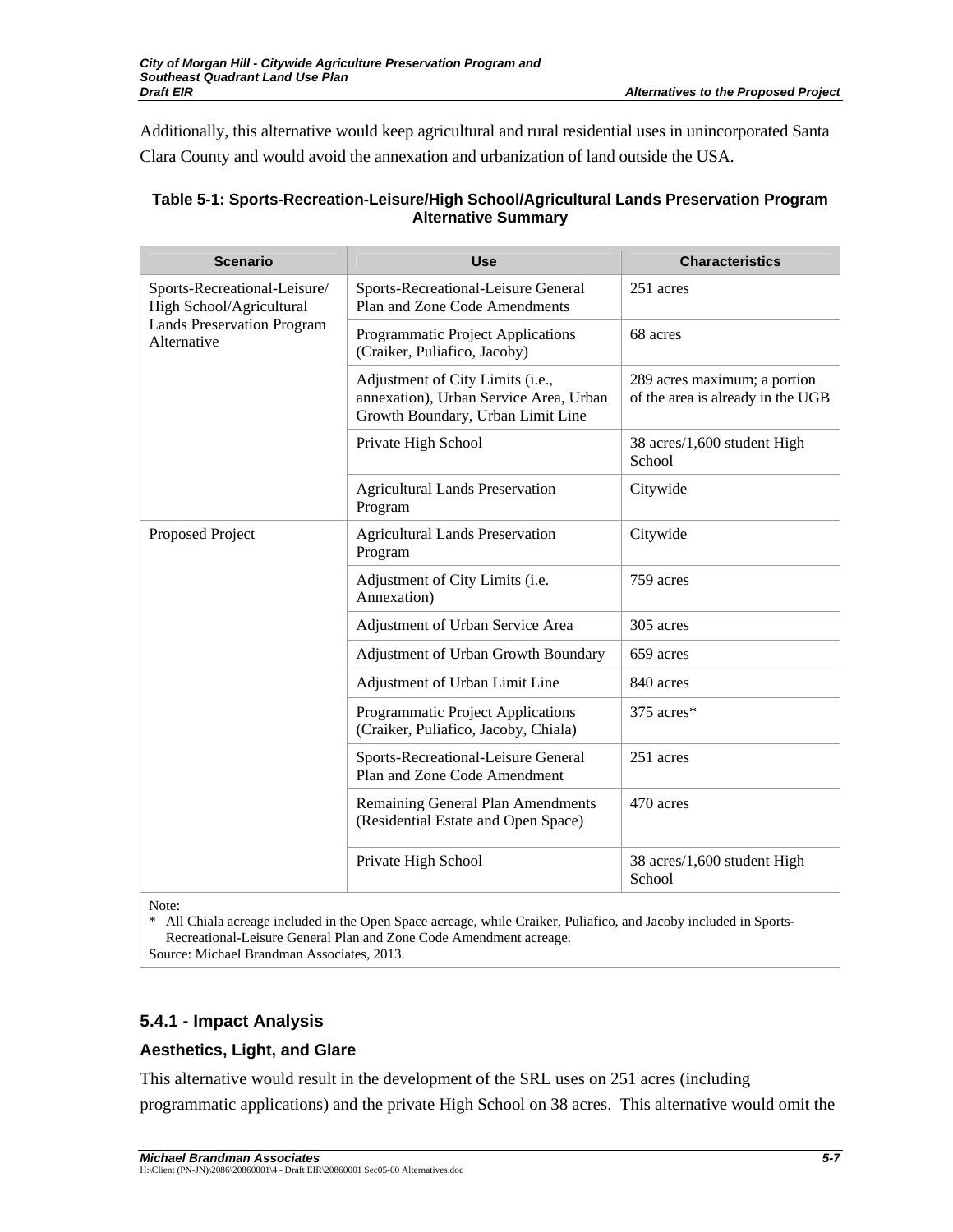Additionally, this alternative would keep agricultural and rural residential uses in unincorporated Santa Clara County and would avoid the annexation and urbanization of land outside the USA.

**Table 5-1: Sports-Recreation-Leisure/High School/Agricultural Lands Preservation Program Alternative Summary**

| Scenario | Use | Characteristics |
|---|---|---|
| Sports-Recreational-Leisure/ High School/Agricultural Lands Preservation Program Alternative | Sports-Recreational-Leisure General Plan and Zone Code Amendments | 251 acres |
| | Programmatic Project Applications (Craiker, Puliafico, Jacoby) | 68 acres |
| | Adjustment of City Limits (i.e., annexation), Urban Service Area, Urban Growth Boundary, Urban Limit Line | 289 acres maximum; a portion of the area is already in the UGB |
| | Private High School | 38 acres/1,600 student High School |
| | Agricultural Lands Preservation Program | Citywide |
| Proposed Project | Agricultural Lands Preservation Program | Citywide |
| | Adjustment of City Limits (i.e. Annexation) | 759 acres |
| | Adjustment of Urban Service Area | 305 acres |
| | Adjustment of Urban Growth Boundary | 659 acres |
| | Adjustment of Urban Limit Line | 840 acres |
| | Programmatic Project Applications (Craiker, Puliafico, Jacoby, Chiala) | 375 acres* |
| | Sports-Recreational-Leisure General Plan and Zone Code Amendment | 251 acres |
| | Remaining General Plan Amendments (Residential Estate and Open Space) | 470 acres |
| | Private High School | 38 acres/1,600 student High School |

Note:
* All Chiala acreage included in the Open Space acreage, while Craiker, Puliafico, and Jacoby included in Sports-Recreational-Leisure General Plan and Zone Code Amendment acreage.
Source: Michael Brandman Associates, 2013.

### 5.4.1 - Impact Analysis

#### Aesthetics, Light, and Glare

This alternative would result in the development of the SRL uses on 251 acres (including programmatic applications) and the private High School on 38 acres. This alternative would omit the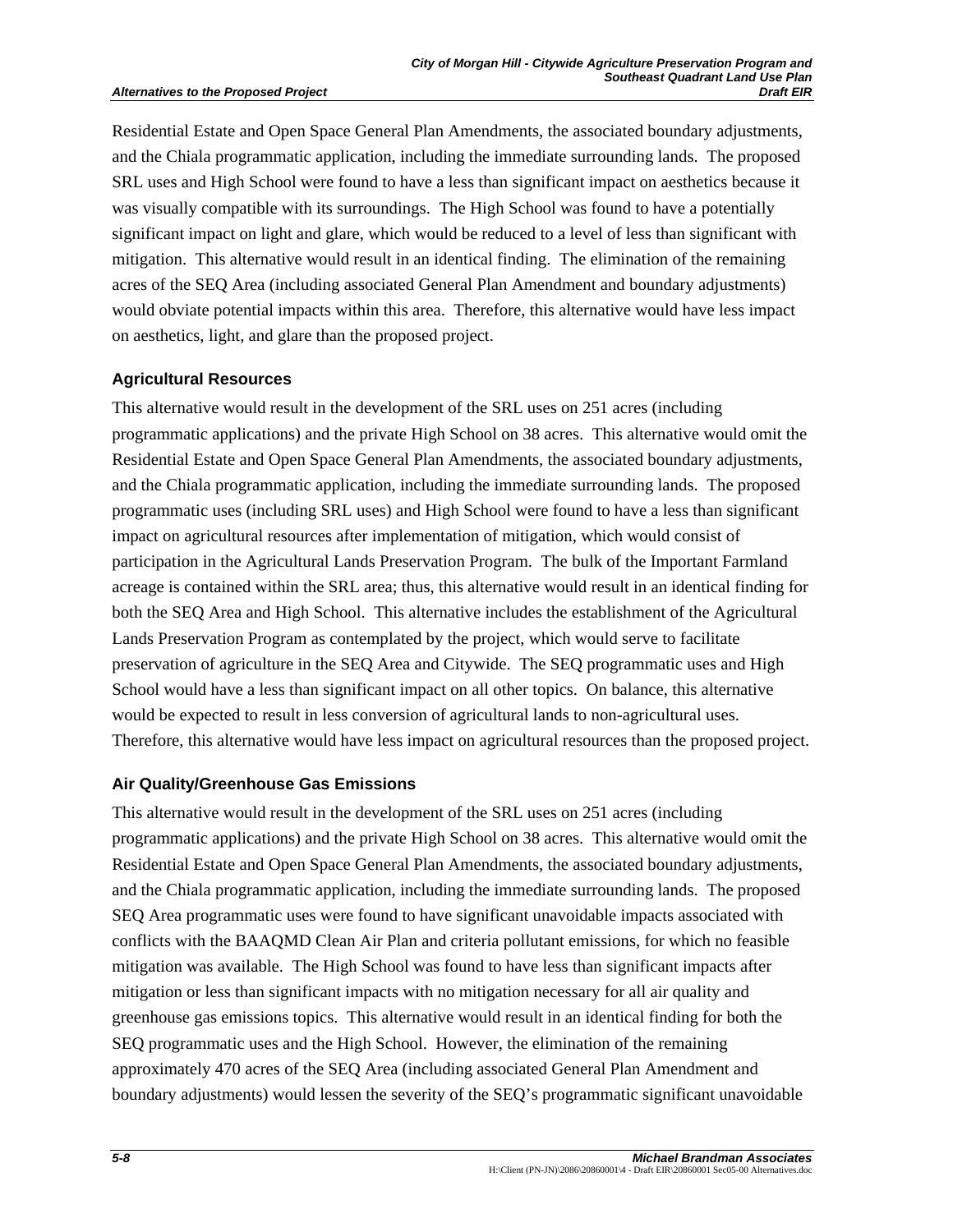Residential Estate and Open Space General Plan Amendments, the associated boundary adjustments, and the Chiala programmatic application, including the immediate surrounding lands. The proposed SRL uses and High School were found to have a less than significant impact on aesthetics because it was visually compatible with its surroundings. The High School was found to have a potentially significant impact on light and glare, which would be reduced to a level of less than significant with mitigation. This alternative would result in an identical finding. The elimination of the remaining acres of the SEQ Area (including associated General Plan Amendment and boundary adjustments) would obviate potential impacts within this area. Therefore, this alternative would have less impact on aesthetics, light, and glare than the proposed project.

### Agricultural Resources

This alternative would result in the development of the SRL uses on 251 acres (including programmatic applications) and the private High School on 38 acres. This alternative would omit the Residential Estate and Open Space General Plan Amendments, the associated boundary adjustments, and the Chiala programmatic application, including the immediate surrounding lands. The proposed programmatic uses (including SRL uses) and High School were found to have a less than significant impact on agricultural resources after implementation of mitigation, which would consist of participation in the Agricultural Lands Preservation Program. The bulk of the Important Farmland acreage is contained within the SRL area; thus, this alternative would result in an identical finding for both the SEQ Area and High School. This alternative includes the establishment of the Agricultural Lands Preservation Program as contemplated by the project, which would serve to facilitate preservation of agriculture in the SEQ Area and Citywide. The SEQ programmatic uses and High School would have a less than significant impact on all other topics. On balance, this alternative would be expected to result in less conversion of agricultural lands to non-agricultural uses. Therefore, this alternative would have less impact on agricultural resources than the proposed project.

### Air Quality/Greenhouse Gas Emissions

This alternative would result in the development of the SRL uses on 251 acres (including programmatic applications) and the private High School on 38 acres. This alternative would omit the Residential Estate and Open Space General Plan Amendments, the associated boundary adjustments, and the Chiala programmatic application, including the immediate surrounding lands. The proposed SEQ Area programmatic uses were found to have significant unavoidable impacts associated with conflicts with the BAAQMD Clean Air Plan and criteria pollutant emissions, for which no feasible mitigation was available. The High School was found to have less than significant impacts after mitigation or less than significant impacts with no mitigation necessary for all air quality and greenhouse gas emissions topics. This alternative would result in an identical finding for both the SEQ programmatic uses and the High School. However, the elimination of the remaining approximately 470 acres of the SEQ Area (including associated General Plan Amendment and boundary adjustments) would lessen the severity of the SEQ's programmatic significant unavoidable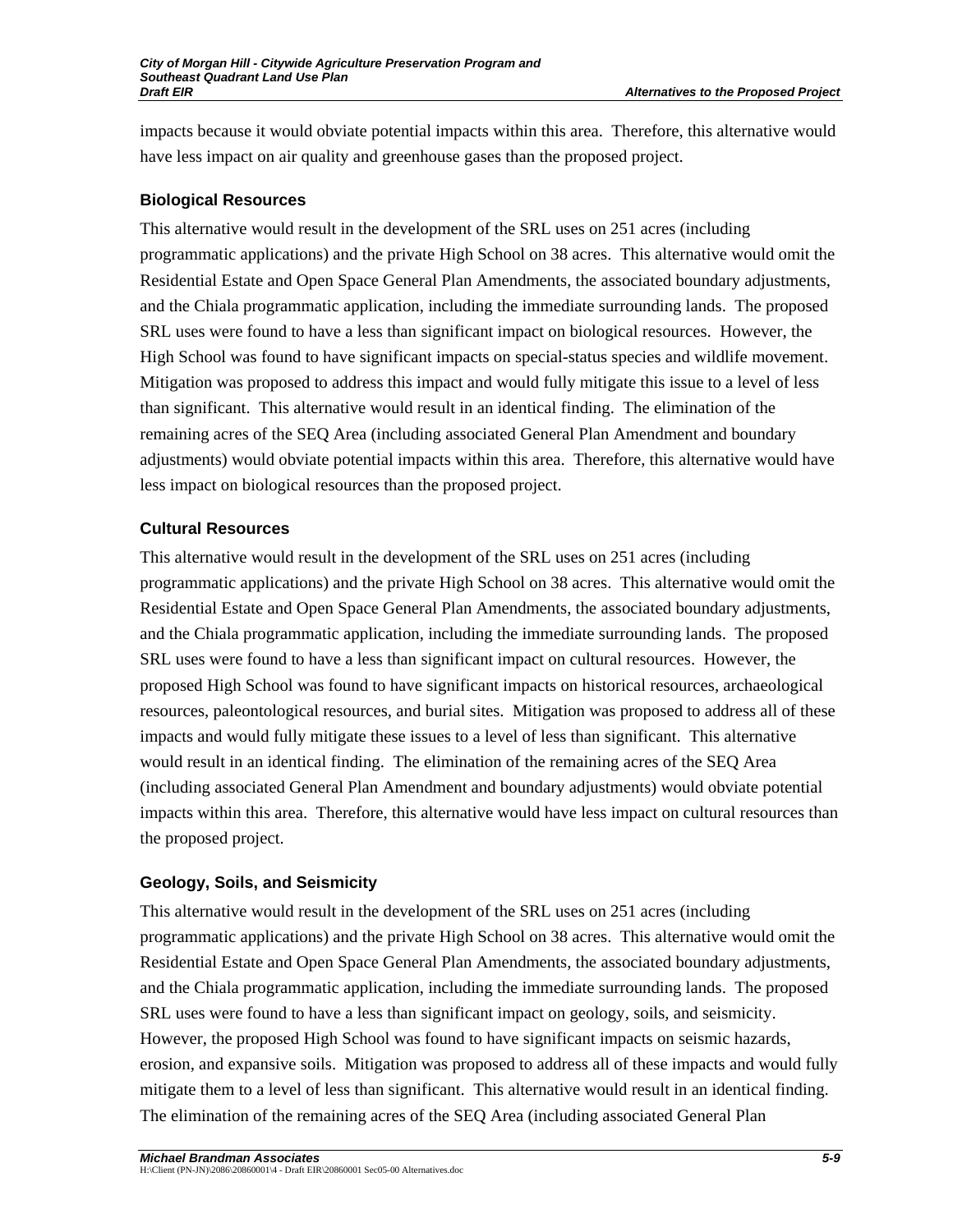impacts because it would obviate potential impacts within this area. Therefore, this alternative would have less impact on air quality and greenhouse gases than the proposed project.

### Biological Resources

This alternative would result in the development of the SRL uses on 251 acres (including programmatic applications) and the private High School on 38 acres. This alternative would omit the Residential Estate and Open Space General Plan Amendments, the associated boundary adjustments, and the Chiala programmatic application, including the immediate surrounding lands. The proposed SRL uses were found to have a less than significant impact on biological resources. However, the High School was found to have significant impacts on special-status species and wildlife movement. Mitigation was proposed to address this impact and would fully mitigate this issue to a level of less than significant. This alternative would result in an identical finding. The elimination of the remaining acres of the SEQ Area (including associated General Plan Amendment and boundary adjustments) would obviate potential impacts within this area. Therefore, this alternative would have less impact on biological resources than the proposed project.

### Cultural Resources

This alternative would result in the development of the SRL uses on 251 acres (including programmatic applications) and the private High School on 38 acres. This alternative would omit the Residential Estate and Open Space General Plan Amendments, the associated boundary adjustments, and the Chiala programmatic application, including the immediate surrounding lands. The proposed SRL uses were found to have a less than significant impact on cultural resources. However, the proposed High School was found to have significant impacts on historical resources, archaeological resources, paleontological resources, and burial sites. Mitigation was proposed to address all of these impacts and would fully mitigate these issues to a level of less than significant. This alternative would result in an identical finding. The elimination of the remaining acres of the SEQ Area (including associated General Plan Amendment and boundary adjustments) would obviate potential impacts within this area. Therefore, this alternative would have less impact on cultural resources than the proposed project.

### Geology, Soils, and Seismicity

This alternative would result in the development of the SRL uses on 251 acres (including programmatic applications) and the private High School on 38 acres. This alternative would omit the Residential Estate and Open Space General Plan Amendments, the associated boundary adjustments, and the Chiala programmatic application, including the immediate surrounding lands. The proposed SRL uses were found to have a less than significant impact on geology, soils, and seismicity. However, the proposed High School was found to have significant impacts on seismic hazards, erosion, and expansive soils. Mitigation was proposed to address all of these impacts and would fully mitigate them to a level of less than significant. This alternative would result in an identical finding. The elimination of the remaining acres of the SEQ Area (including associated General Plan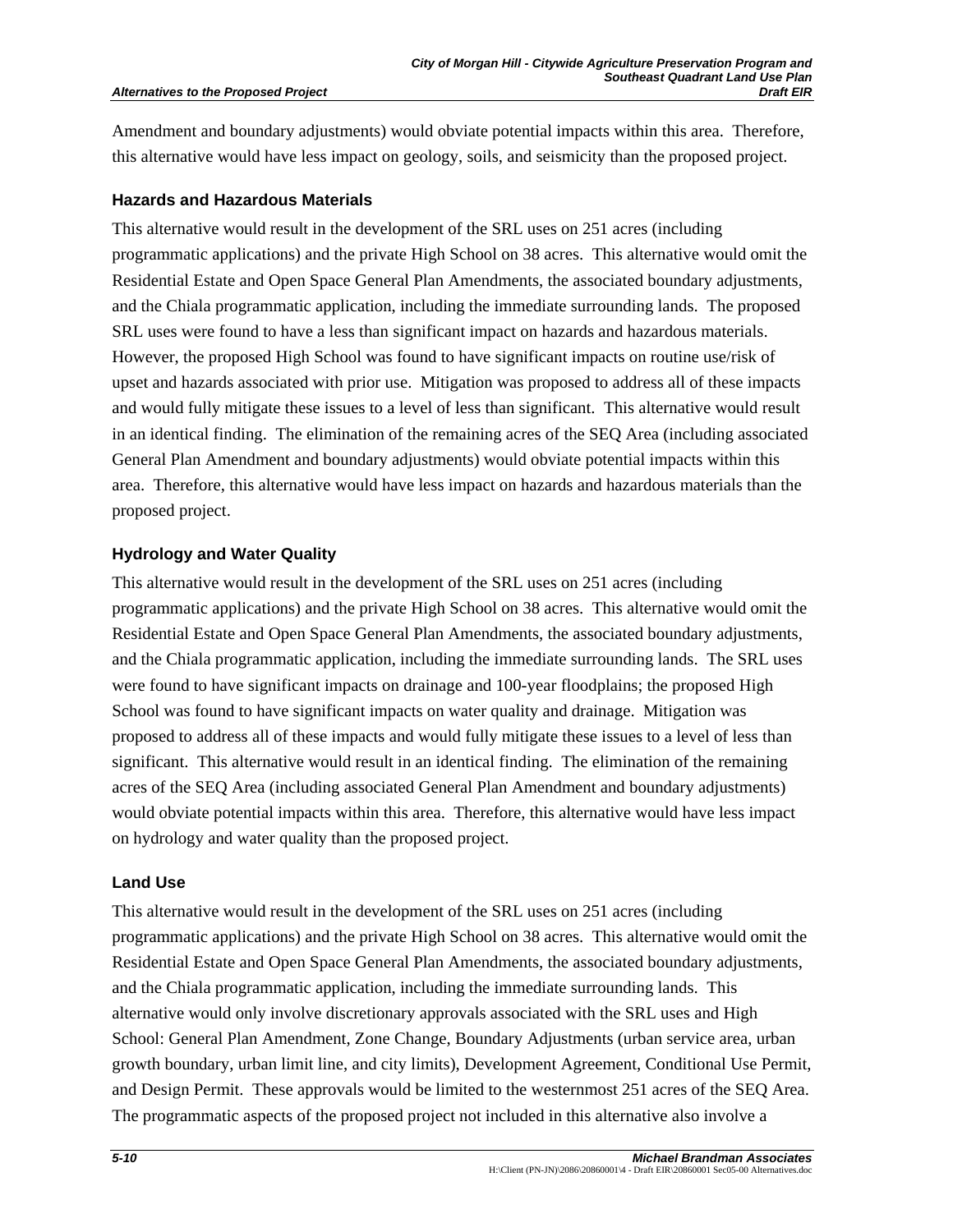Amendment and boundary adjustments) would obviate potential impacts within this area. Therefore, this alternative would have less impact on geology, soils, and seismicity than the proposed project.

### Hazards and Hazardous Materials

This alternative would result in the development of the SRL uses on 251 acres (including programmatic applications) and the private High School on 38 acres. This alternative would omit the Residential Estate and Open Space General Plan Amendments, the associated boundary adjustments, and the Chiala programmatic application, including the immediate surrounding lands. The proposed SRL uses were found to have a less than significant impact on hazards and hazardous materials. However, the proposed High School was found to have significant impacts on routine use/risk of upset and hazards associated with prior use. Mitigation was proposed to address all of these impacts and would fully mitigate these issues to a level of less than significant. This alternative would result in an identical finding. The elimination of the remaining acres of the SEQ Area (including associated General Plan Amendment and boundary adjustments) would obviate potential impacts within this area. Therefore, this alternative would have less impact on hazards and hazardous materials than the proposed project.

### Hydrology and Water Quality

This alternative would result in the development of the SRL uses on 251 acres (including programmatic applications) and the private High School on 38 acres. This alternative would omit the Residential Estate and Open Space General Plan Amendments, the associated boundary adjustments, and the Chiala programmatic application, including the immediate surrounding lands. The SRL uses were found to have significant impacts on drainage and 100-year floodplains; the proposed High School was found to have significant impacts on water quality and drainage. Mitigation was proposed to address all of these impacts and would fully mitigate these issues to a level of less than significant. This alternative would result in an identical finding. The elimination of the remaining acres of the SEQ Area (including associated General Plan Amendment and boundary adjustments) would obviate potential impacts within this area. Therefore, this alternative would have less impact on hydrology and water quality than the proposed project.

### Land Use

This alternative would result in the development of the SRL uses on 251 acres (including programmatic applications) and the private High School on 38 acres. This alternative would omit the Residential Estate and Open Space General Plan Amendments, the associated boundary adjustments, and the Chiala programmatic application, including the immediate surrounding lands. This alternative would only involve discretionary approvals associated with the SRL uses and High School: General Plan Amendment, Zone Change, Boundary Adjustments (urban service area, urban growth boundary, urban limit line, and city limits), Development Agreement, Conditional Use Permit, and Design Permit. These approvals would be limited to the westernmost 251 acres of the SEQ Area. The programmatic aspects of the proposed project not included in this alternative also involve a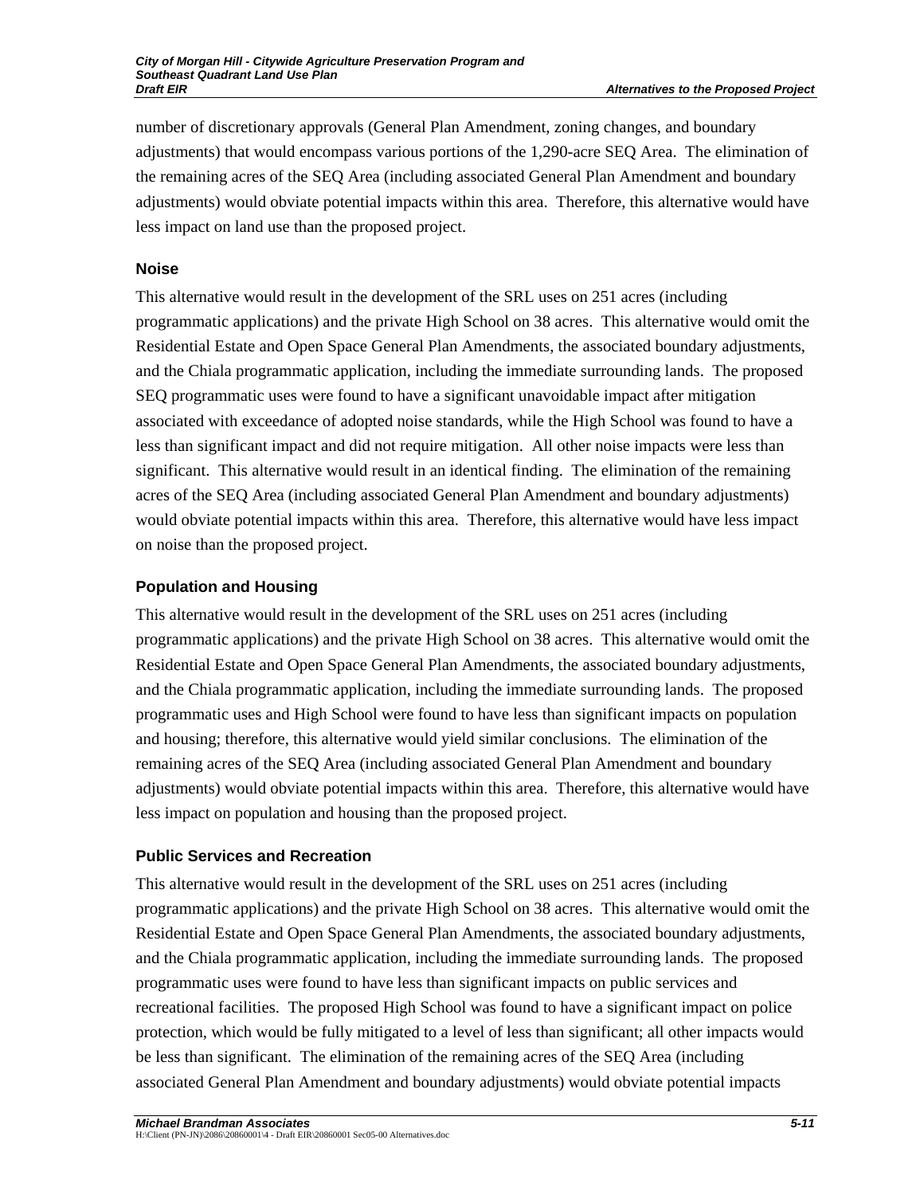number of discretionary approvals (General Plan Amendment, zoning changes, and boundary adjustments) that would encompass various portions of the 1,290-acre SEQ Area. The elimination of the remaining acres of the SEQ Area (including associated General Plan Amendment and boundary adjustments) would obviate potential impacts within this area. Therefore, this alternative would have less impact on land use than the proposed project.

### Noise

This alternative would result in the development of the SRL uses on 251 acres (including programmatic applications) and the private High School on 38 acres. This alternative would omit the Residential Estate and Open Space General Plan Amendments, the associated boundary adjustments, and the Chiala programmatic application, including the immediate surrounding lands. The proposed SEQ programmatic uses were found to have a significant unavoidable impact after mitigation associated with exceedance of adopted noise standards, while the High School was found to have a less than significant impact and did not require mitigation. All other noise impacts were less than significant. This alternative would result in an identical finding. The elimination of the remaining acres of the SEQ Area (including associated General Plan Amendment and boundary adjustments) would obviate potential impacts within this area. Therefore, this alternative would have less impact on noise than the proposed project.

### Population and Housing

This alternative would result in the development of the SRL uses on 251 acres (including programmatic applications) and the private High School on 38 acres. This alternative would omit the Residential Estate and Open Space General Plan Amendments, the associated boundary adjustments, and the Chiala programmatic application, including the immediate surrounding lands. The proposed programmatic uses and High School were found to have less than significant impacts on population and housing; therefore, this alternative would yield similar conclusions. The elimination of the remaining acres of the SEQ Area (including associated General Plan Amendment and boundary adjustments) would obviate potential impacts within this area. Therefore, this alternative would have less impact on population and housing than the proposed project.

### Public Services and Recreation

This alternative would result in the development of the SRL uses on 251 acres (including programmatic applications) and the private High School on 38 acres. This alternative would omit the Residential Estate and Open Space General Plan Amendments, the associated boundary adjustments, and the Chiala programmatic application, including the immediate surrounding lands. The proposed programmatic uses were found to have less than significant impacts on public services and recreational facilities. The proposed High School was found to have a significant impact on police protection, which would be fully mitigated to a level of less than significant; all other impacts would be less than significant. The elimination of the remaining acres of the SEQ Area (including associated General Plan Amendment and boundary adjustments) would obviate potential impacts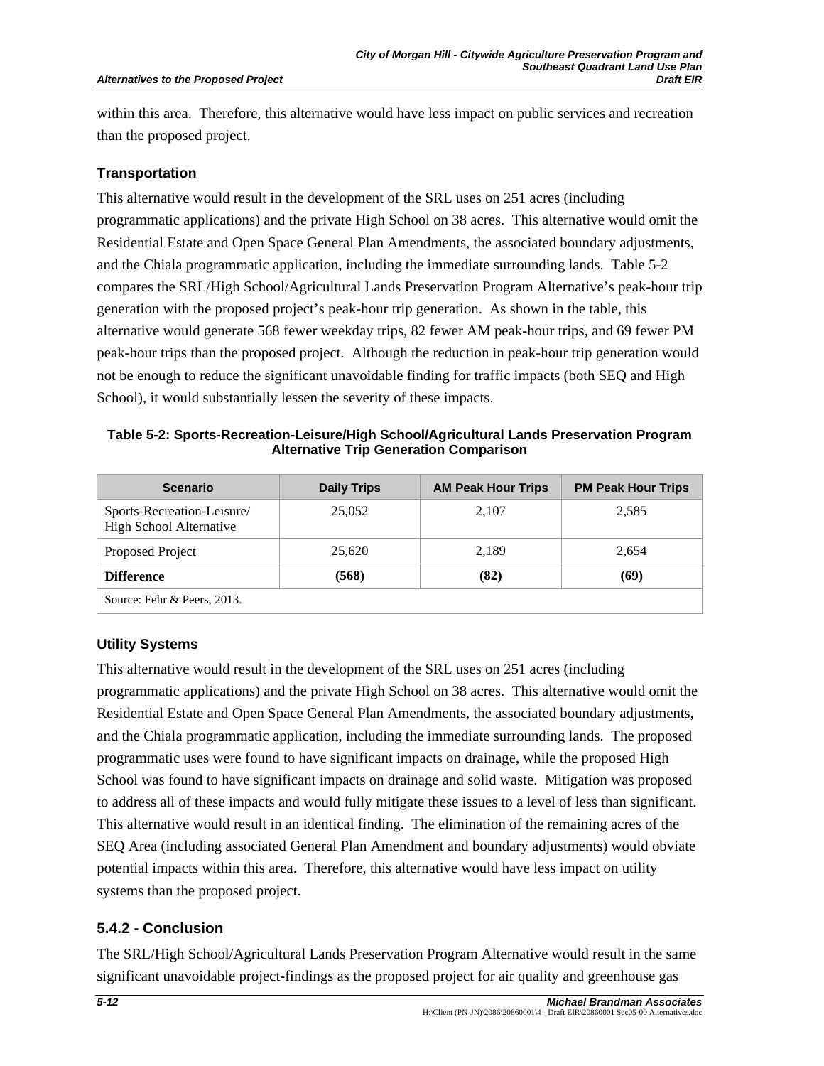within this area. Therefore, this alternative would have less impact on public services and recreation than the proposed project.

### Transportation

This alternative would result in the development of the SRL uses on 251 acres (including programmatic applications) and the private High School on 38 acres. This alternative would omit the Residential Estate and Open Space General Plan Amendments, the associated boundary adjustments, and the Chiala programmatic application, including the immediate surrounding lands. Table 5-2 compares the SRL/High School/Agricultural Lands Preservation Program Alternative's peak-hour trip generation with the proposed project's peak-hour trip generation. As shown in the table, this alternative would generate 568 fewer weekday trips, 82 fewer AM peak-hour trips, and 69 fewer PM peak-hour trips than the proposed project. Although the reduction in peak-hour trip generation would not be enough to reduce the significant unavoidable finding for traffic impacts (both SEQ and High School), it would substantially lessen the severity of these impacts.

**Table 5-2: Sports-Recreation-Leisure/High School/Agricultural Lands Preservation Program Alternative Trip Generation Comparison**

| Scenario | Daily Trips | AM Peak Hour Trips | PM Peak Hour Trips |
|---|---|---|---|
| Sports-Recreation-Leisure/ High School Alternative | 25,052 | 2,107 | 2,585 |
| Proposed Project | 25,620 | 2,189 | 2,654 |
| **Difference** | **(568)** | **(82)** | **(69)** |
| Source: Fehr & Peers, 2013. | | | |

### Utility Systems

This alternative would result in the development of the SRL uses on 251 acres (including programmatic applications) and the private High School on 38 acres. This alternative would omit the Residential Estate and Open Space General Plan Amendments, the associated boundary adjustments, and the Chiala programmatic application, including the immediate surrounding lands. The proposed programmatic uses were found to have significant impacts on drainage, while the proposed High School was found to have significant impacts on drainage and solid waste. Mitigation was proposed to address all of these impacts and would fully mitigate these issues to a level of less than significant. This alternative would result in an identical finding. The elimination of the remaining acres of the SEQ Area (including associated General Plan Amendment and boundary adjustments) would obviate potential impacts within this area. Therefore, this alternative would have less impact on utility systems than the proposed project.

## 5.4.2 - Conclusion

The SRL/High School/Agricultural Lands Preservation Program Alternative would result in the same significant unavoidable project-findings as the proposed project for air quality and greenhouse gas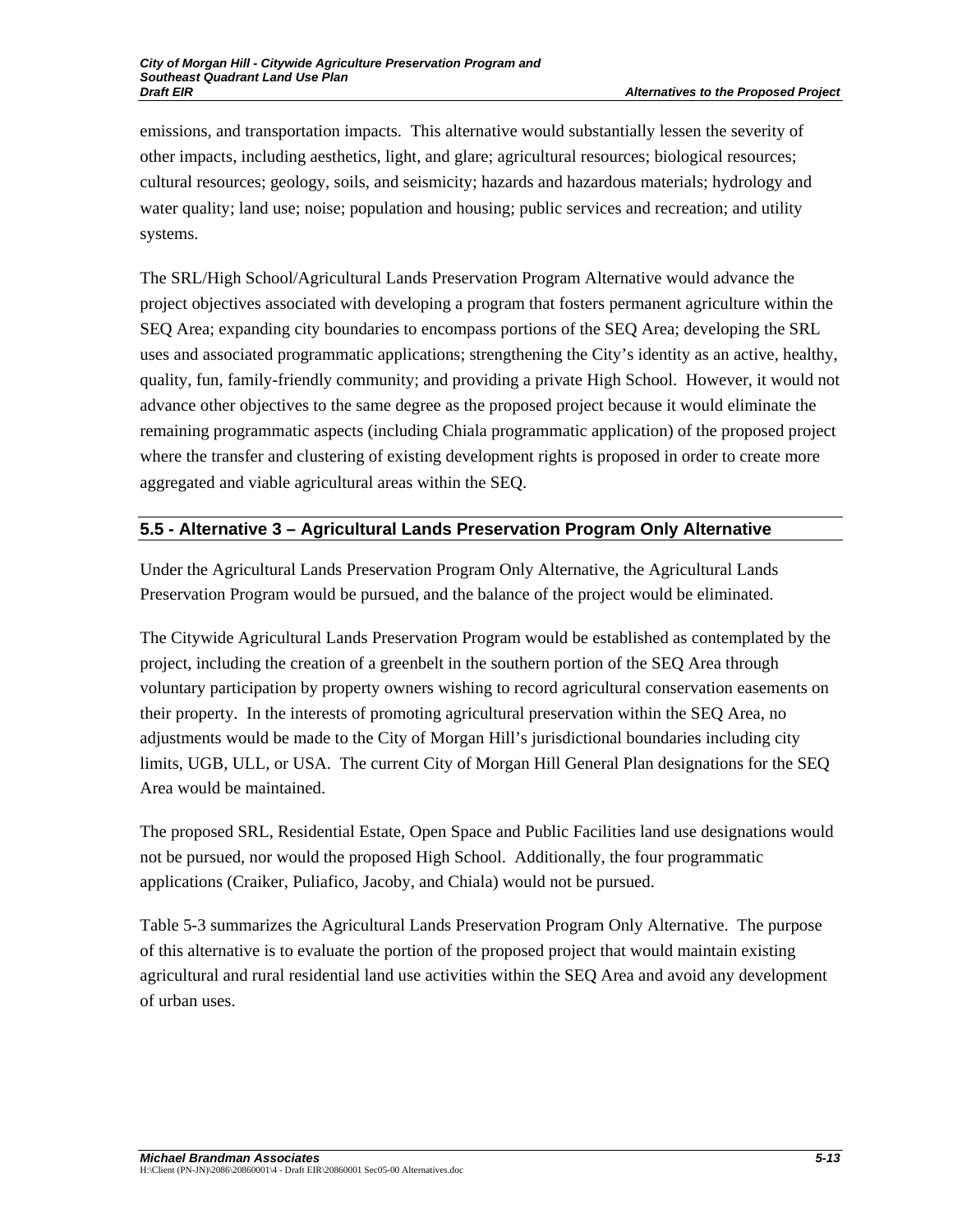emissions, and transportation impacts. This alternative would substantially lessen the severity of other impacts, including aesthetics, light, and glare; agricultural resources; biological resources; cultural resources; geology, soils, and seismicity; hazards and hazardous materials; hydrology and water quality; land use; noise; population and housing; public services and recreation; and utility systems.

The SRL/High School/Agricultural Lands Preservation Program Alternative would advance the project objectives associated with developing a program that fosters permanent agriculture within the SEQ Area; expanding city boundaries to encompass portions of the SEQ Area; developing the SRL uses and associated programmatic applications; strengthening the City's identity as an active, healthy, quality, fun, family-friendly community; and providing a private High School. However, it would not advance other objectives to the same degree as the proposed project because it would eliminate the remaining programmatic aspects (including Chiala programmatic application) of the proposed project where the transfer and clustering of existing development rights is proposed in order to create more aggregated and viable agricultural areas within the SEQ.

## 5.5 - Alternative 3 – Agricultural Lands Preservation Program Only Alternative

Under the Agricultural Lands Preservation Program Only Alternative, the Agricultural Lands Preservation Program would be pursued, and the balance of the project would be eliminated.

The Citywide Agricultural Lands Preservation Program would be established as contemplated by the project, including the creation of a greenbelt in the southern portion of the SEQ Area through voluntary participation by property owners wishing to record agricultural conservation easements on their property. In the interests of promoting agricultural preservation within the SEQ Area, no adjustments would be made to the City of Morgan Hill's jurisdictional boundaries including city limits, UGB, ULL, or USA. The current City of Morgan Hill General Plan designations for the SEQ Area would be maintained.

The proposed SRL, Residential Estate, Open Space and Public Facilities land use designations would not be pursued, nor would the proposed High School. Additionally, the four programmatic applications (Craiker, Puliafico, Jacoby, and Chiala) would not be pursued.

Table 5-3 summarizes the Agricultural Lands Preservation Program Only Alternative. The purpose of this alternative is to evaluate the portion of the proposed project that would maintain existing agricultural and rural residential land use activities within the SEQ Area and avoid any development of urban uses.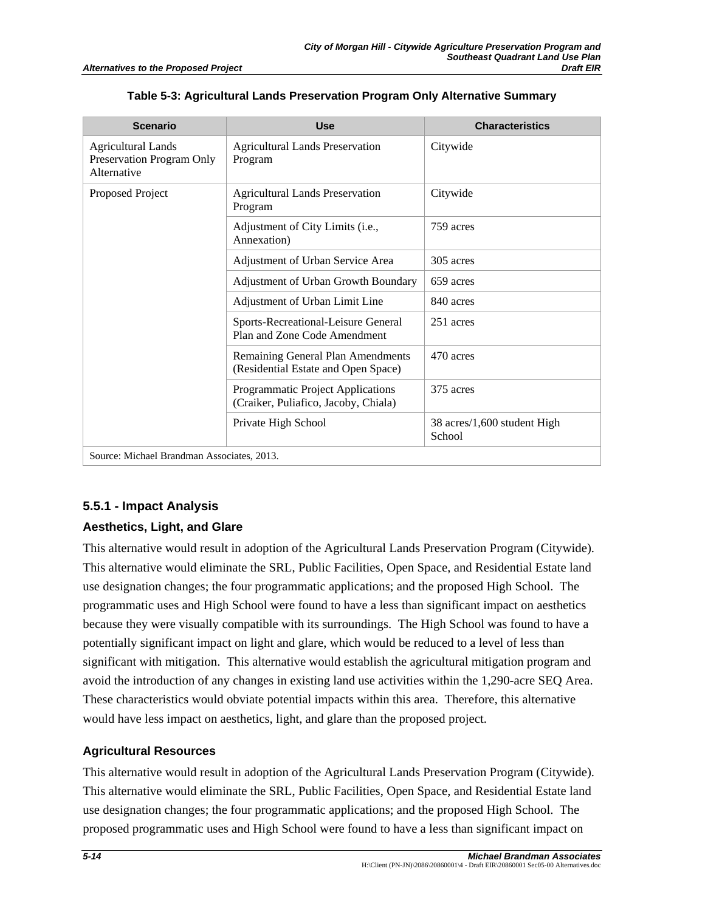**Table 5-3: Agricultural Lands Preservation Program Only Alternative Summary**

| Scenario | Use | Characteristics |
|---|---|---|
| Agricultural Lands Preservation Program Only Alternative | Agricultural Lands Preservation Program | Citywide |
| Proposed Project | Agricultural Lands Preservation Program | Citywide |
| | Adjustment of City Limits (i.e., Annexation) | 759 acres |
| | Adjustment of Urban Service Area | 305 acres |
| | Adjustment of Urban Growth Boundary | 659 acres |
| | Adjustment of Urban Limit Line | 840 acres |
| | Sports-Recreational-Leisure General Plan and Zone Code Amendment | 251 acres |
| | Remaining General Plan Amendments (Residential Estate and Open Space) | 470 acres |
| | Programmatic Project Applications (Craiker, Puliafico, Jacoby, Chiala) | 375 acres |
| | Private High School | 38 acres/1,600 student High School |
| Source: Michael Brandman Associates, 2013. | | |

### 5.5.1 - Impact Analysis

#### Aesthetics, Light, and Glare

This alternative would result in adoption of the Agricultural Lands Preservation Program (Citywide). This alternative would eliminate the SRL, Public Facilities, Open Space, and Residential Estate land use designation changes; the four programmatic applications; and the proposed High School. The programmatic uses and High School were found to have a less than significant impact on aesthetics because they were visually compatible with its surroundings. The High School was found to have a potentially significant impact on light and glare, which would be reduced to a level of less than significant with mitigation. This alternative would establish the agricultural mitigation program and avoid the introduction of any changes in existing land use activities within the 1,290-acre SEQ Area. These characteristics would obviate potential impacts within this area. Therefore, this alternative would have less impact on aesthetics, light, and glare than the proposed project.

#### Agricultural Resources

This alternative would result in adoption of the Agricultural Lands Preservation Program (Citywide). This alternative would eliminate the SRL, Public Facilities, Open Space, and Residential Estate land use designation changes; the four programmatic applications; and the proposed High School. The proposed programmatic uses and High School were found to have a less than significant impact on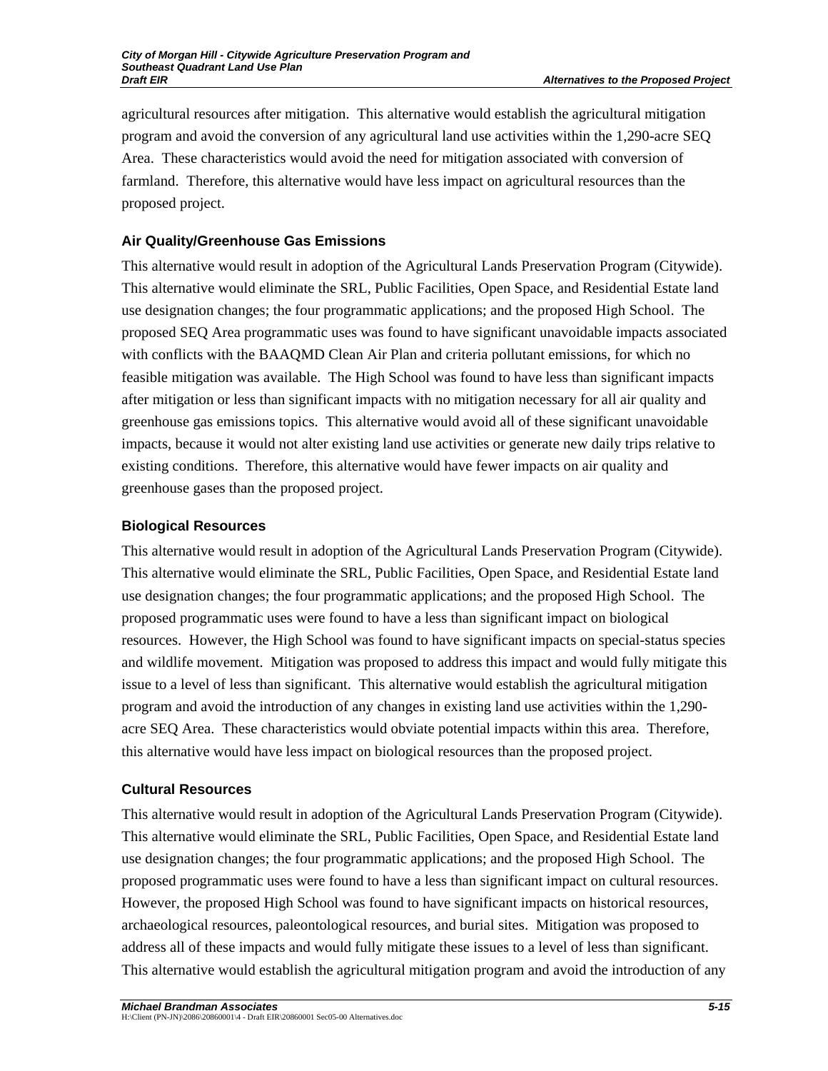agricultural resources after mitigation. This alternative would establish the agricultural mitigation program and avoid the conversion of any agricultural land use activities within the 1,290-acre SEQ Area. These characteristics would avoid the need for mitigation associated with conversion of farmland. Therefore, this alternative would have less impact on agricultural resources than the proposed project.

### Air Quality/Greenhouse Gas Emissions

This alternative would result in adoption of the Agricultural Lands Preservation Program (Citywide). This alternative would eliminate the SRL, Public Facilities, Open Space, and Residential Estate land use designation changes; the four programmatic applications; and the proposed High School. The proposed SEQ Area programmatic uses was found to have significant unavoidable impacts associated with conflicts with the BAAQMD Clean Air Plan and criteria pollutant emissions, for which no feasible mitigation was available. The High School was found to have less than significant impacts after mitigation or less than significant impacts with no mitigation necessary for all air quality and greenhouse gas emissions topics. This alternative would avoid all of these significant unavoidable impacts, because it would not alter existing land use activities or generate new daily trips relative to existing conditions. Therefore, this alternative would have fewer impacts on air quality and greenhouse gases than the proposed project.

### Biological Resources

This alternative would result in adoption of the Agricultural Lands Preservation Program (Citywide). This alternative would eliminate the SRL, Public Facilities, Open Space, and Residential Estate land use designation changes; the four programmatic applications; and the proposed High School. The proposed programmatic uses were found to have a less than significant impact on biological resources. However, the High School was found to have significant impacts on special-status species and wildlife movement. Mitigation was proposed to address this impact and would fully mitigate this issue to a level of less than significant. This alternative would establish the agricultural mitigation program and avoid the introduction of any changes in existing land use activities within the 1,290-acre SEQ Area. These characteristics would obviate potential impacts within this area. Therefore, this alternative would have less impact on biological resources than the proposed project.

### Cultural Resources

This alternative would result in adoption of the Agricultural Lands Preservation Program (Citywide). This alternative would eliminate the SRL, Public Facilities, Open Space, and Residential Estate land use designation changes; the four programmatic applications; and the proposed High School. The proposed programmatic uses were found to have a less than significant impact on cultural resources. However, the proposed High School was found to have significant impacts on historical resources, archaeological resources, paleontological resources, and burial sites. Mitigation was proposed to address all of these impacts and would fully mitigate these issues to a level of less than significant. This alternative would establish the agricultural mitigation program and avoid the introduction of any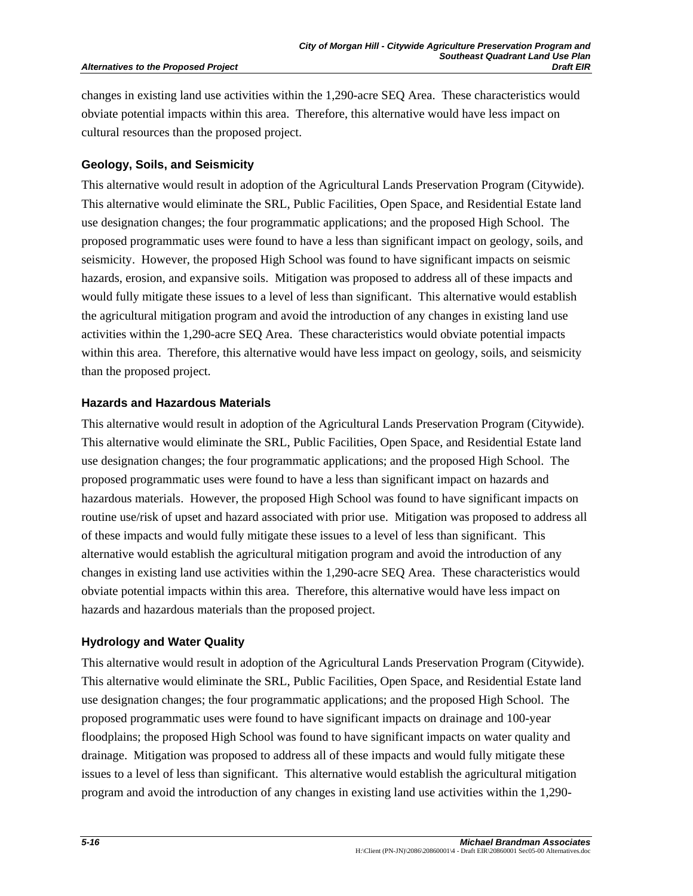changes in existing land use activities within the 1,290-acre SEQ Area. These characteristics would obviate potential impacts within this area. Therefore, this alternative would have less impact on cultural resources than the proposed project.

### Geology, Soils, and Seismicity

This alternative would result in adoption of the Agricultural Lands Preservation Program (Citywide). This alternative would eliminate the SRL, Public Facilities, Open Space, and Residential Estate land use designation changes; the four programmatic applications; and the proposed High School. The proposed programmatic uses were found to have a less than significant impact on geology, soils, and seismicity. However, the proposed High School was found to have significant impacts on seismic hazards, erosion, and expansive soils. Mitigation was proposed to address all of these impacts and would fully mitigate these issues to a level of less than significant. This alternative would establish the agricultural mitigation program and avoid the introduction of any changes in existing land use activities within the 1,290-acre SEQ Area. These characteristics would obviate potential impacts within this area. Therefore, this alternative would have less impact on geology, soils, and seismicity than the proposed project.

### Hazards and Hazardous Materials

This alternative would result in adoption of the Agricultural Lands Preservation Program (Citywide). This alternative would eliminate the SRL, Public Facilities, Open Space, and Residential Estate land use designation changes; the four programmatic applications; and the proposed High School. The proposed programmatic uses were found to have a less than significant impact on hazards and hazardous materials. However, the proposed High School was found to have significant impacts on routine use/risk of upset and hazard associated with prior use. Mitigation was proposed to address all of these impacts and would fully mitigate these issues to a level of less than significant. This alternative would establish the agricultural mitigation program and avoid the introduction of any changes in existing land use activities within the 1,290-acre SEQ Area. These characteristics would obviate potential impacts within this area. Therefore, this alternative would have less impact on hazards and hazardous materials than the proposed project.

### Hydrology and Water Quality

This alternative would result in adoption of the Agricultural Lands Preservation Program (Citywide). This alternative would eliminate the SRL, Public Facilities, Open Space, and Residential Estate land use designation changes; the four programmatic applications; and the proposed High School. The proposed programmatic uses were found to have significant impacts on drainage and 100-year floodplains; the proposed High School was found to have significant impacts on water quality and drainage. Mitigation was proposed to address all of these impacts and would fully mitigate these issues to a level of less than significant. This alternative would establish the agricultural mitigation program and avoid the introduction of any changes in existing land use activities within the 1,290-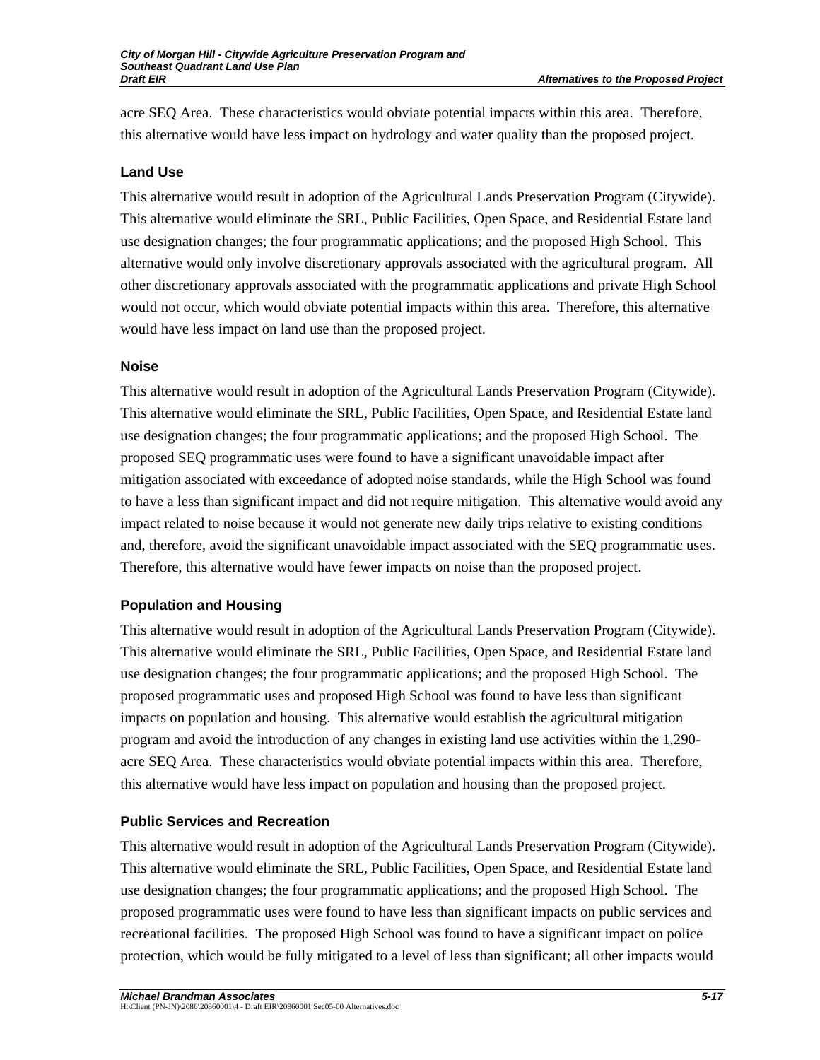acre SEQ Area. These characteristics would obviate potential impacts within this area. Therefore, this alternative would have less impact on hydrology and water quality than the proposed project.

### Land Use

This alternative would result in adoption of the Agricultural Lands Preservation Program (Citywide). This alternative would eliminate the SRL, Public Facilities, Open Space, and Residential Estate land use designation changes; the four programmatic applications; and the proposed High School. This alternative would only involve discretionary approvals associated with the agricultural program. All other discretionary approvals associated with the programmatic applications and private High School would not occur, which would obviate potential impacts within this area. Therefore, this alternative would have less impact on land use than the proposed project.

### Noise

This alternative would result in adoption of the Agricultural Lands Preservation Program (Citywide). This alternative would eliminate the SRL, Public Facilities, Open Space, and Residential Estate land use designation changes; the four programmatic applications; and the proposed High School. The proposed SEQ programmatic uses were found to have a significant unavoidable impact after mitigation associated with exceedance of adopted noise standards, while the High School was found to have a less than significant impact and did not require mitigation. This alternative would avoid any impact related to noise because it would not generate new daily trips relative to existing conditions and, therefore, avoid the significant unavoidable impact associated with the SEQ programmatic uses. Therefore, this alternative would have fewer impacts on noise than the proposed project.

### Population and Housing

This alternative would result in adoption of the Agricultural Lands Preservation Program (Citywide). This alternative would eliminate the SRL, Public Facilities, Open Space, and Residential Estate land use designation changes; the four programmatic applications; and the proposed High School. The proposed programmatic uses and proposed High School was found to have less than significant impacts on population and housing. This alternative would establish the agricultural mitigation program and avoid the introduction of any changes in existing land use activities within the 1,290-acre SEQ Area. These characteristics would obviate potential impacts within this area. Therefore, this alternative would have less impact on population and housing than the proposed project.

### Public Services and Recreation

This alternative would result in adoption of the Agricultural Lands Preservation Program (Citywide). This alternative would eliminate the SRL, Public Facilities, Open Space, and Residential Estate land use designation changes; the four programmatic applications; and the proposed High School. The proposed programmatic uses were found to have less than significant impacts on public services and recreational facilities. The proposed High School was found to have a significant impact on police protection, which would be fully mitigated to a level of less than significant; all other impacts would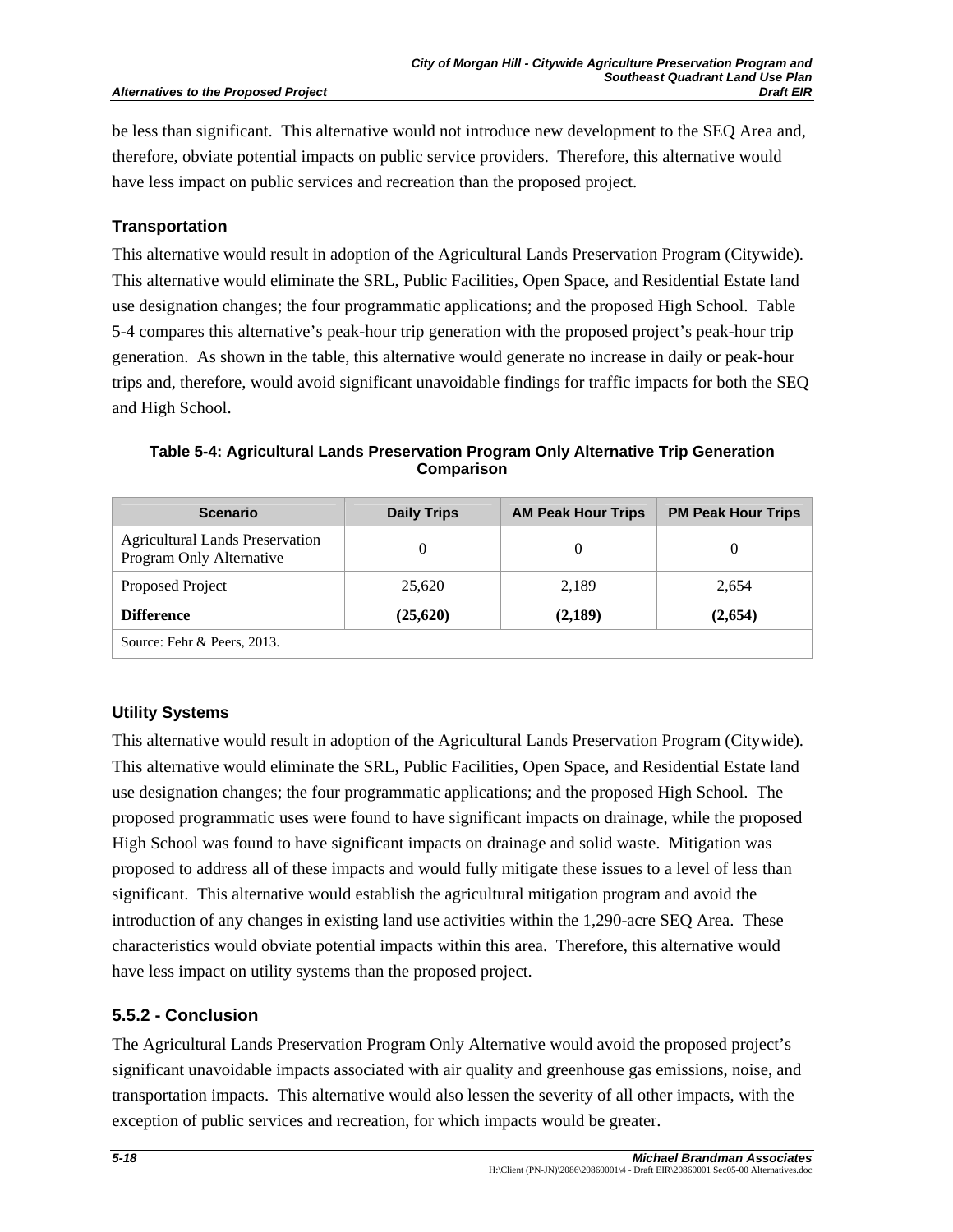be less than significant. This alternative would not introduce new development to the SEQ Area and, therefore, obviate potential impacts on public service providers. Therefore, this alternative would have less impact on public services and recreation than the proposed project.

### Transportation

This alternative would result in adoption of the Agricultural Lands Preservation Program (Citywide). This alternative would eliminate the SRL, Public Facilities, Open Space, and Residential Estate land use designation changes; the four programmatic applications; and the proposed High School. Table 5-4 compares this alternative's peak-hour trip generation with the proposed project's peak-hour trip generation. As shown in the table, this alternative would generate no increase in daily or peak-hour trips and, therefore, would avoid significant unavoidable findings for traffic impacts for both the SEQ and High School.

**Table 5-4: Agricultural Lands Preservation Program Only Alternative Trip Generation Comparison**

| Scenario | Daily Trips | AM Peak Hour Trips | PM Peak Hour Trips |
|---|---|---|---|
| Agricultural Lands Preservation Program Only Alternative | 0 | 0 | 0 |
| Proposed Project | 25,620 | 2,189 | 2,654 |
| **Difference** | **(25,620)** | **(2,189)** | **(2,654)** |
| Source: Fehr & Peers, 2013. | | | |

### Utility Systems

This alternative would result in adoption of the Agricultural Lands Preservation Program (Citywide). This alternative would eliminate the SRL, Public Facilities, Open Space, and Residential Estate land use designation changes; the four programmatic applications; and the proposed High School. The proposed programmatic uses were found to have significant impacts on drainage, while the proposed High School was found to have significant impacts on drainage and solid waste. Mitigation was proposed to address all of these impacts and would fully mitigate these issues to a level of less than significant. This alternative would establish the agricultural mitigation program and avoid the introduction of any changes in existing land use activities within the 1,290-acre SEQ Area. These characteristics would obviate potential impacts within this area. Therefore, this alternative would have less impact on utility systems than the proposed project.

## 5.5.2 - Conclusion

The Agricultural Lands Preservation Program Only Alternative would avoid the proposed project's significant unavoidable impacts associated with air quality and greenhouse gas emissions, noise, and transportation impacts. This alternative would also lessen the severity of all other impacts, with the exception of public services and recreation, for which impacts would be greater.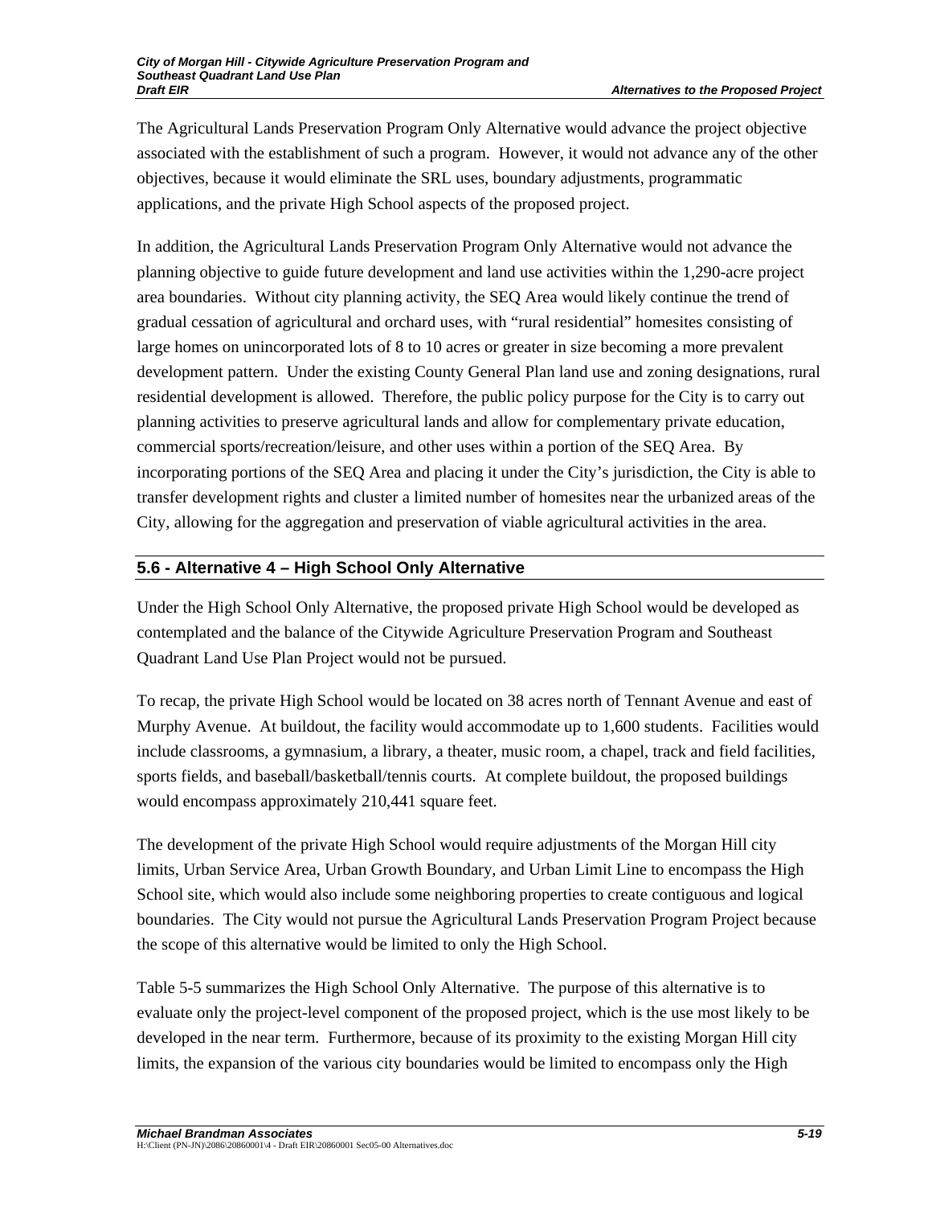The Agricultural Lands Preservation Program Only Alternative would advance the project objective associated with the establishment of such a program. However, it would not advance any of the other objectives, because it would eliminate the SRL uses, boundary adjustments, programmatic applications, and the private High School aspects of the proposed project.

In addition, the Agricultural Lands Preservation Program Only Alternative would not advance the planning objective to guide future development and land use activities within the 1,290-acre project area boundaries. Without city planning activity, the SEQ Area would likely continue the trend of gradual cessation of agricultural and orchard uses, with "rural residential" homesites consisting of large homes on unincorporated lots of 8 to 10 acres or greater in size becoming a more prevalent development pattern. Under the existing County General Plan land use and zoning designations, rural residential development is allowed. Therefore, the public policy purpose for the City is to carry out planning activities to preserve agricultural lands and allow for complementary private education, commercial sports/recreation/leisure, and other uses within a portion of the SEQ Area. By incorporating portions of the SEQ Area and placing it under the City's jurisdiction, the City is able to transfer development rights and cluster a limited number of homesites near the urbanized areas of the City, allowing for the aggregation and preservation of viable agricultural activities in the area.

## 5.6 - Alternative 4 – High School Only Alternative

Under the High School Only Alternative, the proposed private High School would be developed as contemplated and the balance of the Citywide Agriculture Preservation Program and Southeast Quadrant Land Use Plan Project would not be pursued.

To recap, the private High School would be located on 38 acres north of Tennant Avenue and east of Murphy Avenue. At buildout, the facility would accommodate up to 1,600 students. Facilities would include classrooms, a gymnasium, a library, a theater, music room, a chapel, track and field facilities, sports fields, and baseball/basketball/tennis courts. At complete buildout, the proposed buildings would encompass approximately 210,441 square feet.

The development of the private High School would require adjustments of the Morgan Hill city limits, Urban Service Area, Urban Growth Boundary, and Urban Limit Line to encompass the High School site, which would also include some neighboring properties to create contiguous and logical boundaries. The City would not pursue the Agricultural Lands Preservation Program Project because the scope of this alternative would be limited to only the High School.

Table 5-5 summarizes the High School Only Alternative. The purpose of this alternative is to evaluate only the project-level component of the proposed project, which is the use most likely to be developed in the near term. Furthermore, because of its proximity to the existing Morgan Hill city limits, the expansion of the various city boundaries would be limited to encompass only the High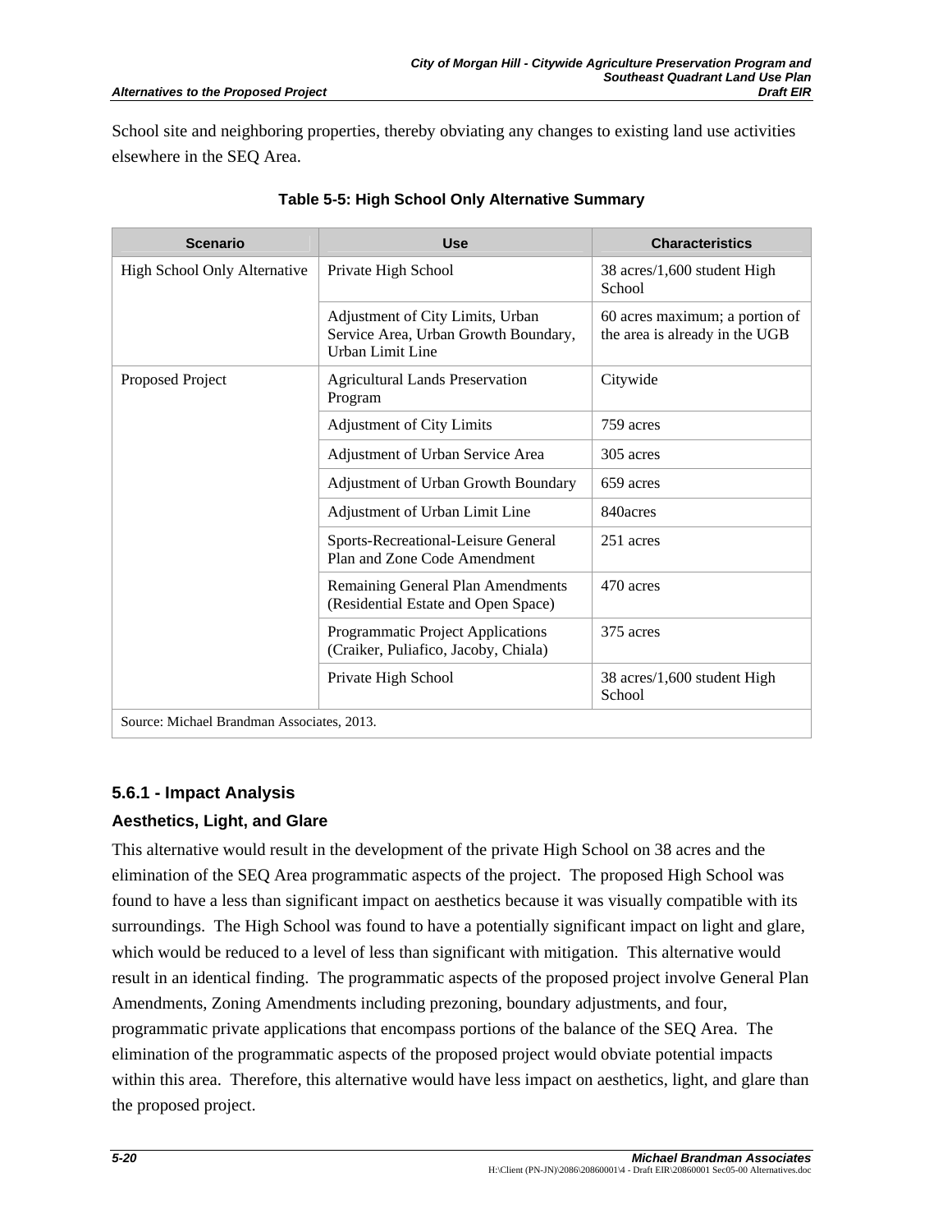School site and neighboring properties, thereby obviating any changes to existing land use activities elsewhere in the SEQ Area.

**Table 5-5: High School Only Alternative Summary**

| Scenario | Use | Characteristics |
|---|---|---|
| High School Only Alternative | Private High School | 38 acres/1,600 student High School |
| | Adjustment of City Limits, Urban Service Area, Urban Growth Boundary, Urban Limit Line | 60 acres maximum; a portion of the area is already in the UGB |
| Proposed Project | Agricultural Lands Preservation Program | Citywide |
| | Adjustment of City Limits | 759 acres |
| | Adjustment of Urban Service Area | 305 acres |
| | Adjustment of Urban Growth Boundary | 659 acres |
| | Adjustment of Urban Limit Line | 840acres |
| | Sports-Recreational-Leisure General Plan and Zone Code Amendment | 251 acres |
| | Remaining General Plan Amendments (Residential Estate and Open Space) | 470 acres |
| | Programmatic Project Applications (Craiker, Puliafico, Jacoby, Chiala) | 375 acres |
| | Private High School | 38 acres/1,600 student High School |
| Source: Michael Brandman Associates, 2013. | | |

### 5.6.1 - Impact Analysis

#### Aesthetics, Light, and Glare

This alternative would result in the development of the private High School on 38 acres and the elimination of the SEQ Area programmatic aspects of the project. The proposed High School was found to have a less than significant impact on aesthetics because it was visually compatible with its surroundings. The High School was found to have a potentially significant impact on light and glare, which would be reduced to a level of less than significant with mitigation. This alternative would result in an identical finding. The programmatic aspects of the proposed project involve General Plan Amendments, Zoning Amendments including prezoning, boundary adjustments, and four, programmatic private applications that encompass portions of the balance of the SEQ Area. The elimination of the programmatic aspects of the proposed project would obviate potential impacts within this area. Therefore, this alternative would have less impact on aesthetics, light, and glare than the proposed project.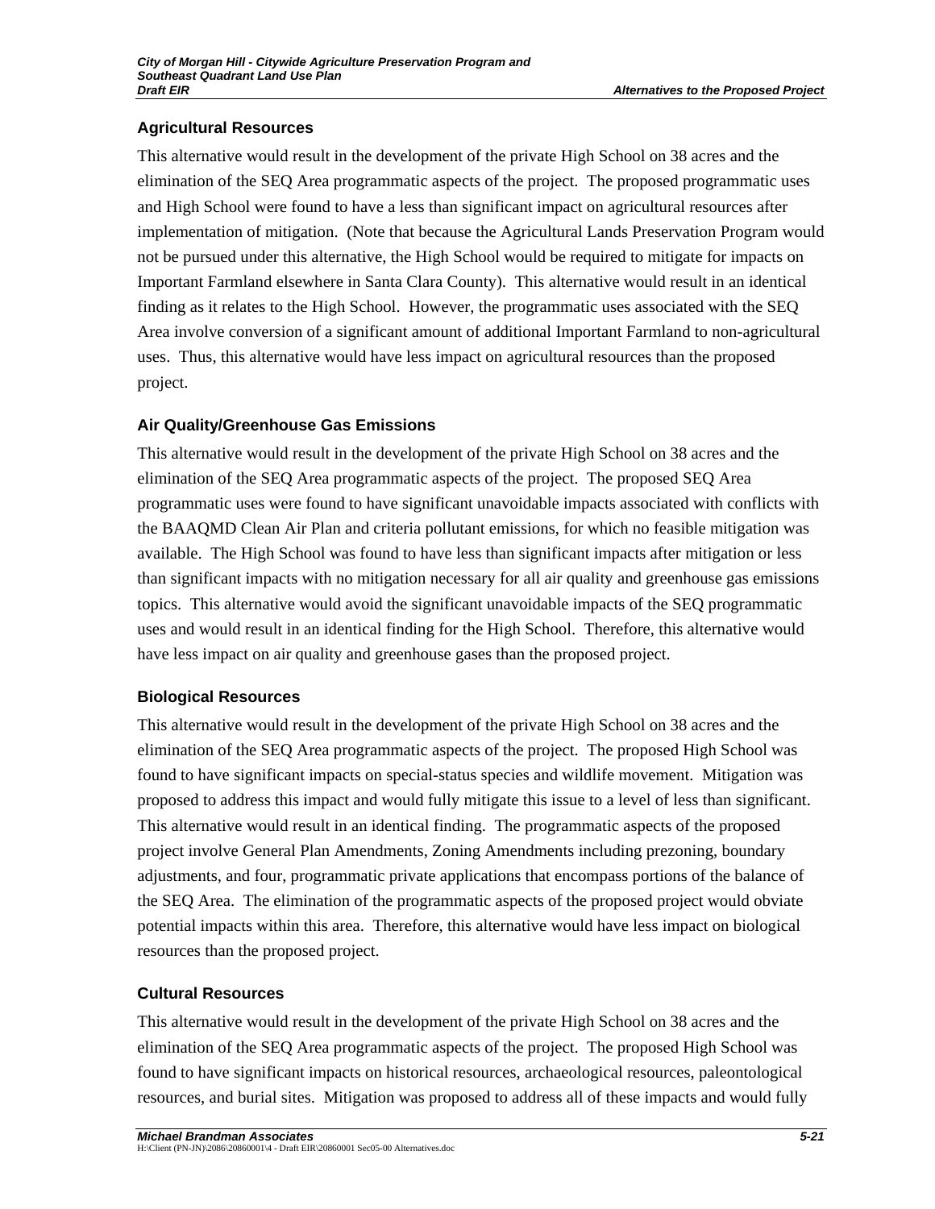### Agricultural Resources

This alternative would result in the development of the private High School on 38 acres and the elimination of the SEQ Area programmatic aspects of the project. The proposed programmatic uses and High School were found to have a less than significant impact on agricultural resources after implementation of mitigation. (Note that because the Agricultural Lands Preservation Program would not be pursued under this alternative, the High School would be required to mitigate for impacts on Important Farmland elsewhere in Santa Clara County). This alternative would result in an identical finding as it relates to the High School. However, the programmatic uses associated with the SEQ Area involve conversion of a significant amount of additional Important Farmland to non-agricultural uses. Thus, this alternative would have less impact on agricultural resources than the proposed project.

### Air Quality/Greenhouse Gas Emissions

This alternative would result in the development of the private High School on 38 acres and the elimination of the SEQ Area programmatic aspects of the project. The proposed SEQ Area programmatic uses were found to have significant unavoidable impacts associated with conflicts with the BAAQMD Clean Air Plan and criteria pollutant emissions, for which no feasible mitigation was available. The High School was found to have less than significant impacts after mitigation or less than significant impacts with no mitigation necessary for all air quality and greenhouse gas emissions topics. This alternative would avoid the significant unavoidable impacts of the SEQ programmatic uses and would result in an identical finding for the High School. Therefore, this alternative would have less impact on air quality and greenhouse gases than the proposed project.

### Biological Resources

This alternative would result in the development of the private High School on 38 acres and the elimination of the SEQ Area programmatic aspects of the project. The proposed High School was found to have significant impacts on special-status species and wildlife movement. Mitigation was proposed to address this impact and would fully mitigate this issue to a level of less than significant. This alternative would result in an identical finding. The programmatic aspects of the proposed project involve General Plan Amendments, Zoning Amendments including prezoning, boundary adjustments, and four, programmatic private applications that encompass portions of the balance of the SEQ Area. The elimination of the programmatic aspects of the proposed project would obviate potential impacts within this area. Therefore, this alternative would have less impact on biological resources than the proposed project.

### Cultural Resources

This alternative would result in the development of the private High School on 38 acres and the elimination of the SEQ Area programmatic aspects of the project. The proposed High School was found to have significant impacts on historical resources, archaeological resources, paleontological resources, and burial sites. Mitigation was proposed to address all of these impacts and would fully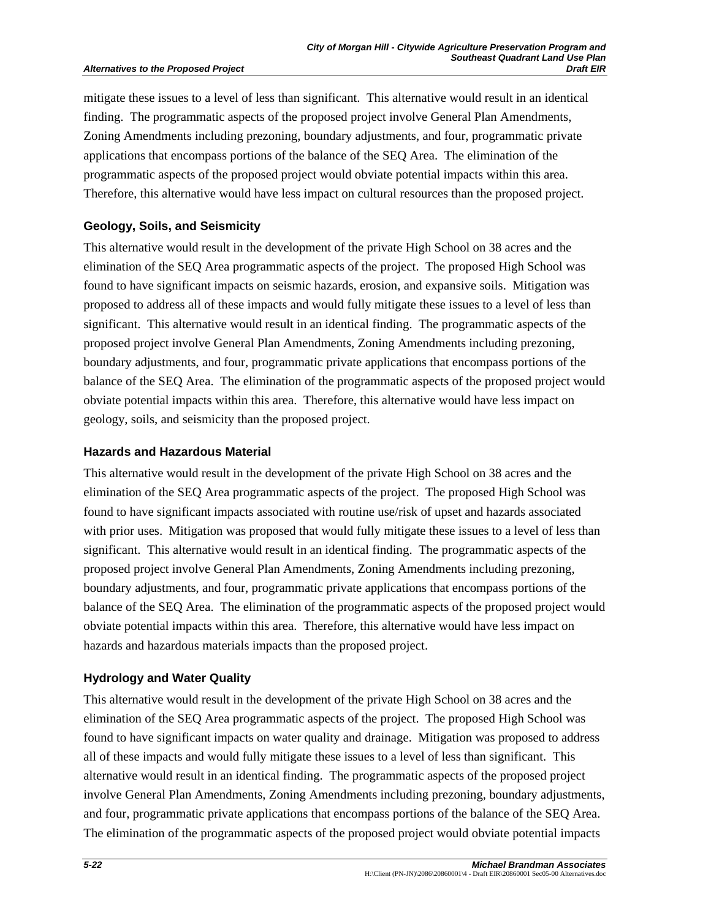mitigate these issues to a level of less than significant. This alternative would result in an identical finding. The programmatic aspects of the proposed project involve General Plan Amendments, Zoning Amendments including prezoning, boundary adjustments, and four, programmatic private applications that encompass portions of the balance of the SEQ Area. The elimination of the programmatic aspects of the proposed project would obviate potential impacts within this area. Therefore, this alternative would have less impact on cultural resources than the proposed project.

### Geology, Soils, and Seismicity

This alternative would result in the development of the private High School on 38 acres and the elimination of the SEQ Area programmatic aspects of the project. The proposed High School was found to have significant impacts on seismic hazards, erosion, and expansive soils. Mitigation was proposed to address all of these impacts and would fully mitigate these issues to a level of less than significant. This alternative would result in an identical finding. The programmatic aspects of the proposed project involve General Plan Amendments, Zoning Amendments including prezoning, boundary adjustments, and four, programmatic private applications that encompass portions of the balance of the SEQ Area. The elimination of the programmatic aspects of the proposed project would obviate potential impacts within this area. Therefore, this alternative would have less impact on geology, soils, and seismicity than the proposed project.

### Hazards and Hazardous Material

This alternative would result in the development of the private High School on 38 acres and the elimination of the SEQ Area programmatic aspects of the project. The proposed High School was found to have significant impacts associated with routine use/risk of upset and hazards associated with prior uses. Mitigation was proposed that would fully mitigate these issues to a level of less than significant. This alternative would result in an identical finding. The programmatic aspects of the proposed project involve General Plan Amendments, Zoning Amendments including prezoning, boundary adjustments, and four, programmatic private applications that encompass portions of the balance of the SEQ Area. The elimination of the programmatic aspects of the proposed project would obviate potential impacts within this area. Therefore, this alternative would have less impact on hazards and hazardous materials impacts than the proposed project.

### Hydrology and Water Quality

This alternative would result in the development of the private High School on 38 acres and the elimination of the SEQ Area programmatic aspects of the project. The proposed High School was found to have significant impacts on water quality and drainage. Mitigation was proposed to address all of these impacts and would fully mitigate these issues to a level of less than significant. This alternative would result in an identical finding. The programmatic aspects of the proposed project involve General Plan Amendments, Zoning Amendments including prezoning, boundary adjustments, and four, programmatic private applications that encompass portions of the balance of the SEQ Area. The elimination of the programmatic aspects of the proposed project would obviate potential impacts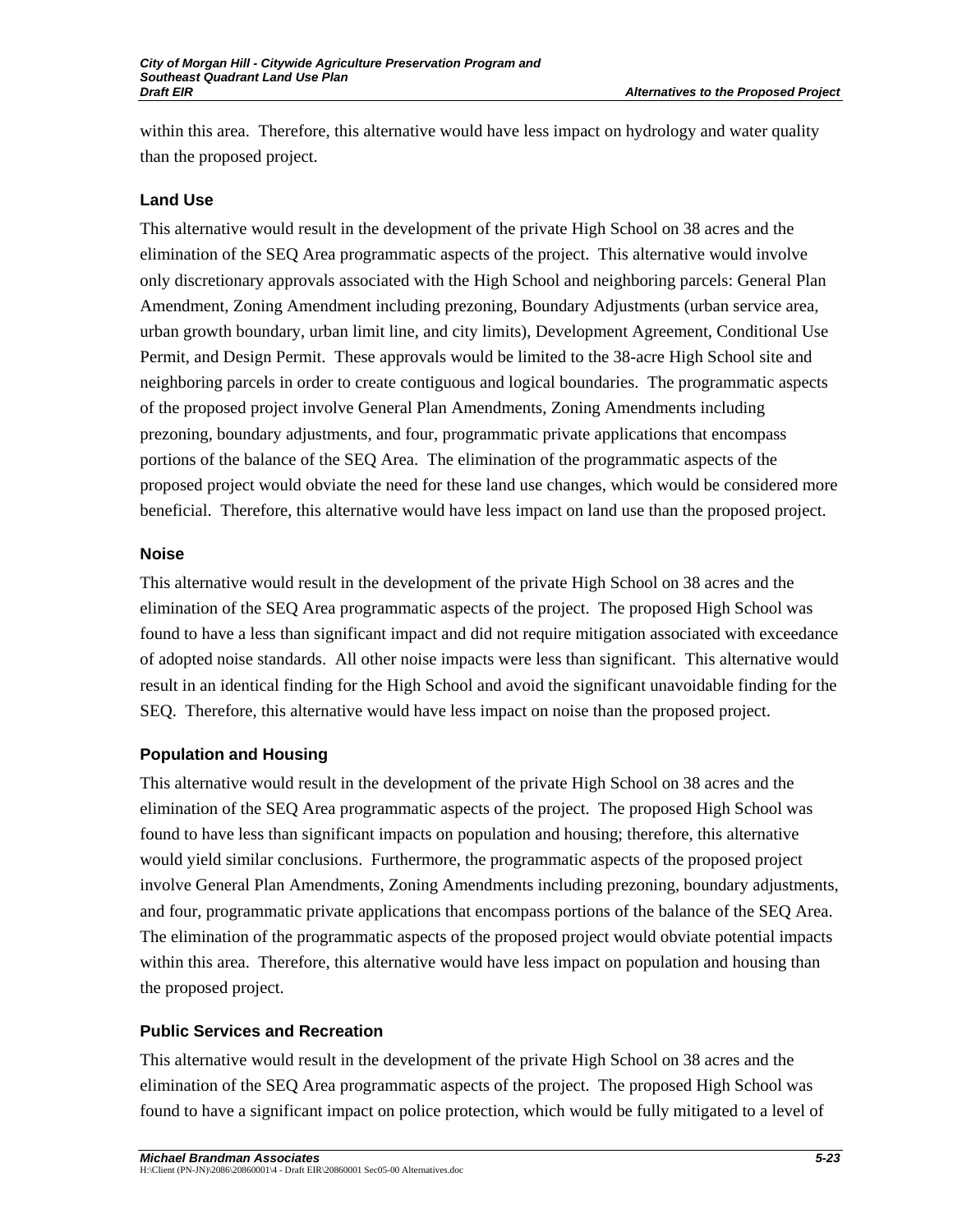within this area. Therefore, this alternative would have less impact on hydrology and water quality than the proposed project.

### Land Use

This alternative would result in the development of the private High School on 38 acres and the elimination of the SEQ Area programmatic aspects of the project. This alternative would involve only discretionary approvals associated with the High School and neighboring parcels: General Plan Amendment, Zoning Amendment including prezoning, Boundary Adjustments (urban service area, urban growth boundary, urban limit line, and city limits), Development Agreement, Conditional Use Permit, and Design Permit. These approvals would be limited to the 38-acre High School site and neighboring parcels in order to create contiguous and logical boundaries. The programmatic aspects of the proposed project involve General Plan Amendments, Zoning Amendments including prezoning, boundary adjustments, and four, programmatic private applications that encompass portions of the balance of the SEQ Area. The elimination of the programmatic aspects of the proposed project would obviate the need for these land use changes, which would be considered more beneficial. Therefore, this alternative would have less impact on land use than the proposed project.

### Noise

This alternative would result in the development of the private High School on 38 acres and the elimination of the SEQ Area programmatic aspects of the project. The proposed High School was found to have a less than significant impact and did not require mitigation associated with exceedance of adopted noise standards. All other noise impacts were less than significant. This alternative would result in an identical finding for the High School and avoid the significant unavoidable finding for the SEQ. Therefore, this alternative would have less impact on noise than the proposed project.

### Population and Housing

This alternative would result in the development of the private High School on 38 acres and the elimination of the SEQ Area programmatic aspects of the project. The proposed High School was found to have less than significant impacts on population and housing; therefore, this alternative would yield similar conclusions. Furthermore, the programmatic aspects of the proposed project involve General Plan Amendments, Zoning Amendments including prezoning, boundary adjustments, and four, programmatic private applications that encompass portions of the balance of the SEQ Area. The elimination of the programmatic aspects of the proposed project would obviate potential impacts within this area. Therefore, this alternative would have less impact on population and housing than the proposed project.

### Public Services and Recreation

This alternative would result in the development of the private High School on 38 acres and the elimination of the SEQ Area programmatic aspects of the project. The proposed High School was found to have a significant impact on police protection, which would be fully mitigated to a level of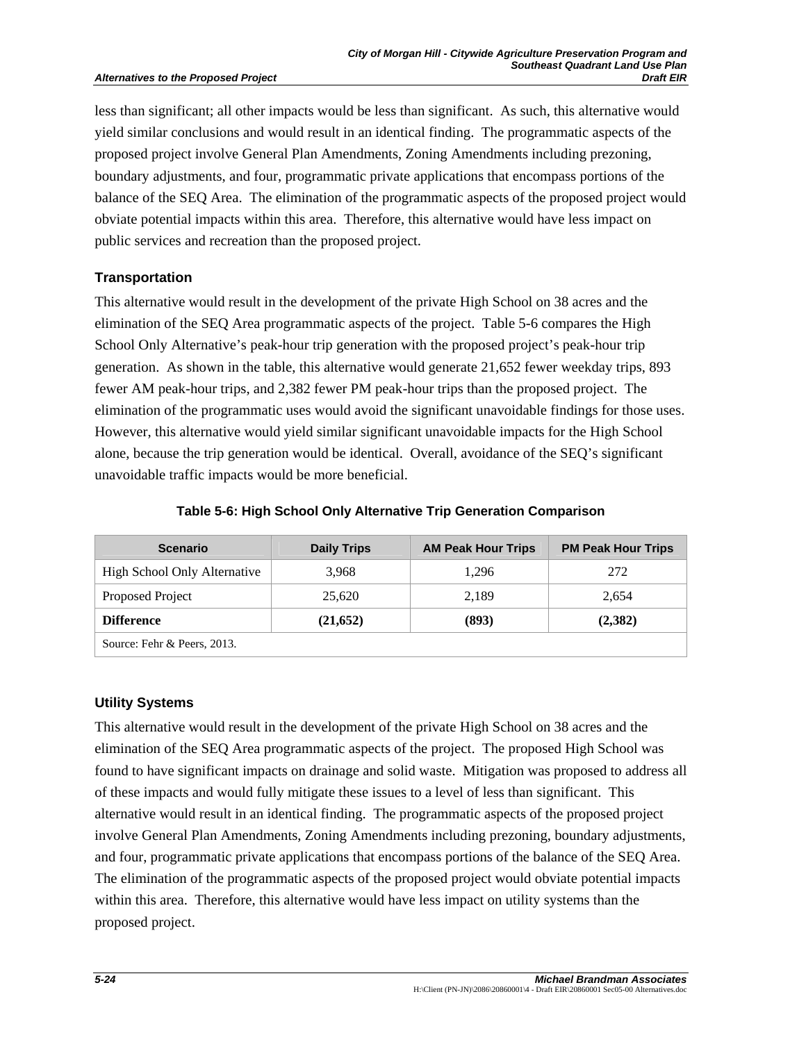less than significant; all other impacts would be less than significant. As such, this alternative would yield similar conclusions and would result in an identical finding. The programmatic aspects of the proposed project involve General Plan Amendments, Zoning Amendments including prezoning, boundary adjustments, and four, programmatic private applications that encompass portions of the balance of the SEQ Area. The elimination of the programmatic aspects of the proposed project would obviate potential impacts within this area. Therefore, this alternative would have less impact on public services and recreation than the proposed project.

### Transportation

This alternative would result in the development of the private High School on 38 acres and the elimination of the SEQ Area programmatic aspects of the project. Table 5-6 compares the High School Only Alternative's peak-hour trip generation with the proposed project's peak-hour trip generation. As shown in the table, this alternative would generate 21,652 fewer weekday trips, 893 fewer AM peak-hour trips, and 2,382 fewer PM peak-hour trips than the proposed project. The elimination of the programmatic uses would avoid the significant unavoidable findings for those uses. However, this alternative would yield similar significant unavoidable impacts for the High School alone, because the trip generation would be identical. Overall, avoidance of the SEQ's significant unavoidable traffic impacts would be more beneficial.

**Table 5-6: High School Only Alternative Trip Generation Comparison**

| Scenario | Daily Trips | AM Peak Hour Trips | PM Peak Hour Trips |
|---|---|---|---|
| High School Only Alternative | 3,968 | 1,296 | 272 |
| Proposed Project | 25,620 | 2,189 | 2,654 |
| **Difference** | **(21,652)** | **(893)** | **(2,382)** |
| Source: Fehr & Peers, 2013. | | | |

### Utility Systems

This alternative would result in the development of the private High School on 38 acres and the elimination of the SEQ Area programmatic aspects of the project. The proposed High School was found to have significant impacts on drainage and solid waste. Mitigation was proposed to address all of these impacts and would fully mitigate these issues to a level of less than significant. This alternative would result in an identical finding. The programmatic aspects of the proposed project involve General Plan Amendments, Zoning Amendments including prezoning, boundary adjustments, and four, programmatic private applications that encompass portions of the balance of the SEQ Area. The elimination of the programmatic aspects of the proposed project would obviate potential impacts within this area. Therefore, this alternative would have less impact on utility systems than the proposed project.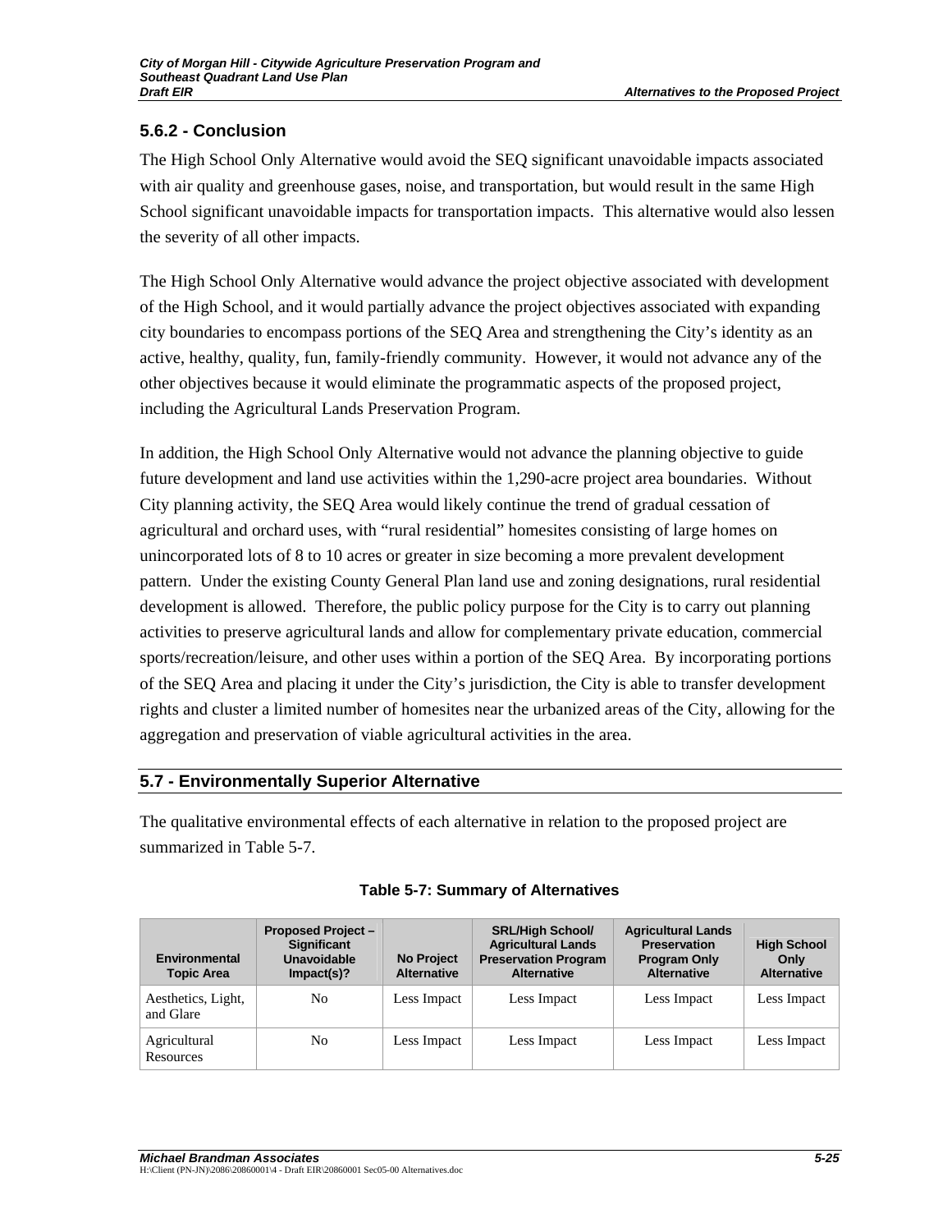### 5.6.2 - Conclusion

The High School Only Alternative would avoid the SEQ significant unavoidable impacts associated with air quality and greenhouse gases, noise, and transportation, but would result in the same High School significant unavoidable impacts for transportation impacts. This alternative would also lessen the severity of all other impacts.

The High School Only Alternative would advance the project objective associated with development of the High School, and it would partially advance the project objectives associated with expanding city boundaries to encompass portions of the SEQ Area and strengthening the City's identity as an active, healthy, quality, fun, family-friendly community. However, it would not advance any of the other objectives because it would eliminate the programmatic aspects of the proposed project, including the Agricultural Lands Preservation Program.

In addition, the High School Only Alternative would not advance the planning objective to guide future development and land use activities within the 1,290-acre project area boundaries. Without City planning activity, the SEQ Area would likely continue the trend of gradual cessation of agricultural and orchard uses, with "rural residential" homesites consisting of large homes on unincorporated lots of 8 to 10 acres or greater in size becoming a more prevalent development pattern. Under the existing County General Plan land use and zoning designations, rural residential development is allowed. Therefore, the public policy purpose for the City is to carry out planning activities to preserve agricultural lands and allow for complementary private education, commercial sports/recreation/leisure, and other uses within a portion of the SEQ Area. By incorporating portions of the SEQ Area and placing it under the City's jurisdiction, the City is able to transfer development rights and cluster a limited number of homesites near the urbanized areas of the City, allowing for the aggregation and preservation of viable agricultural activities in the area.

## 5.7 - Environmentally Superior Alternative

The qualitative environmental effects of each alternative in relation to the proposed project are summarized in Table 5-7.

**Table 5-7: Summary of Alternatives**

| Environmental Topic Area | Proposed Project – Significant Unavoidable Impact(s)? | No Project Alternative | SRL/High School/ Agricultural Lands Preservation Program Alternative | Agricultural Lands Preservation Program Only Alternative | High School Only Alternative |
|---|---|---|---|---|---|
| Aesthetics, Light, and Glare | No | Less Impact | Less Impact | Less Impact | Less Impact |
| Agricultural Resources | No | Less Impact | Less Impact | Less Impact | Less Impact |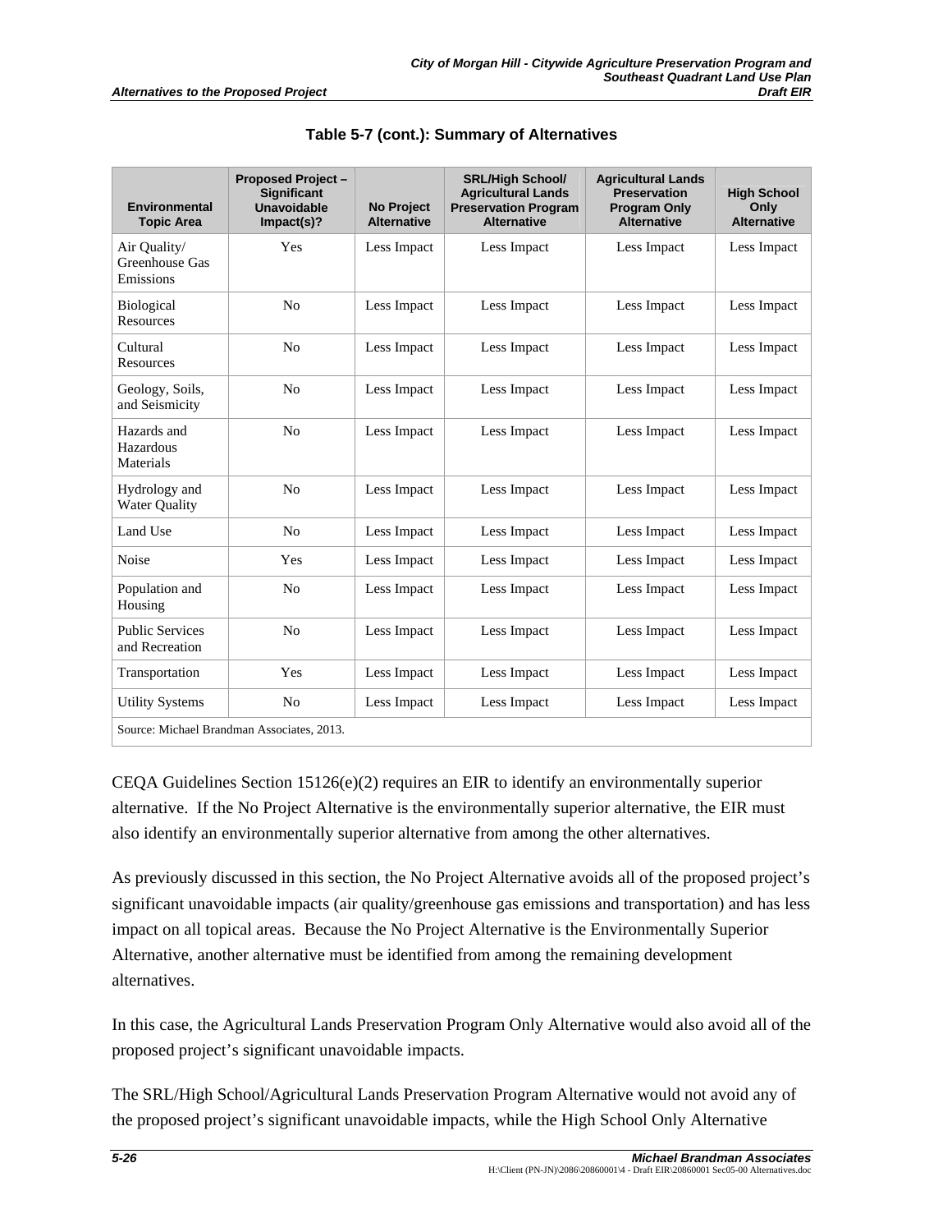**Table 5-7 (cont.): Summary of Alternatives**

| Environmental Topic Area | Proposed Project – Significant Unavoidable Impact(s)? | No Project Alternative | SRL/High School/ Agricultural Lands Preservation Program Alternative | Agricultural Lands Preservation Program Only Alternative | High School Only Alternative |
|---|---|---|---|---|---|
| Air Quality/ Greenhouse Gas Emissions | Yes | Less Impact | Less Impact | Less Impact | Less Impact |
| Biological Resources | No | Less Impact | Less Impact | Less Impact | Less Impact |
| Cultural Resources | No | Less Impact | Less Impact | Less Impact | Less Impact |
| Geology, Soils, and Seismicity | No | Less Impact | Less Impact | Less Impact | Less Impact |
| Hazards and Hazardous Materials | No | Less Impact | Less Impact | Less Impact | Less Impact |
| Hydrology and Water Quality | No | Less Impact | Less Impact | Less Impact | Less Impact |
| Land Use | No | Less Impact | Less Impact | Less Impact | Less Impact |
| Noise | Yes | Less Impact | Less Impact | Less Impact | Less Impact |
| Population and Housing | No | Less Impact | Less Impact | Less Impact | Less Impact |
| Public Services and Recreation | No | Less Impact | Less Impact | Less Impact | Less Impact |
| Transportation | Yes | Less Impact | Less Impact | Less Impact | Less Impact |
| Utility Systems | No | Less Impact | Less Impact | Less Impact | Less Impact |

Source: Michael Brandman Associates, 2013.

CEQA Guidelines Section 15126(e)(2) requires an EIR to identify an environmentally superior alternative. If the No Project Alternative is the environmentally superior alternative, the EIR must also identify an environmentally superior alternative from among the other alternatives.

As previously discussed in this section, the No Project Alternative avoids all of the proposed project's significant unavoidable impacts (air quality/greenhouse gas emissions and transportation) and has less impact on all topical areas. Because the No Project Alternative is the Environmentally Superior Alternative, another alternative must be identified from among the remaining development alternatives.

In this case, the Agricultural Lands Preservation Program Only Alternative would also avoid all of the proposed project's significant unavoidable impacts.

The SRL/High School/Agricultural Lands Preservation Program Alternative would not avoid any of the proposed project's significant unavoidable impacts, while the High School Only Alternative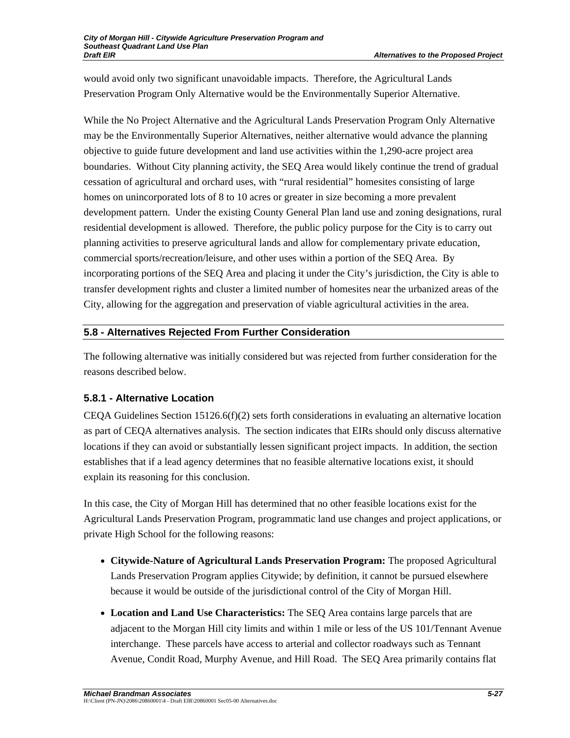would avoid only two significant unavoidable impacts. Therefore, the Agricultural Lands Preservation Program Only Alternative would be the Environmentally Superior Alternative.

While the No Project Alternative and the Agricultural Lands Preservation Program Only Alternative may be the Environmentally Superior Alternatives, neither alternative would advance the planning objective to guide future development and land use activities within the 1,290-acre project area boundaries. Without City planning activity, the SEQ Area would likely continue the trend of gradual cessation of agricultural and orchard uses, with "rural residential" homesites consisting of large homes on unincorporated lots of 8 to 10 acres or greater in size becoming a more prevalent development pattern. Under the existing County General Plan land use and zoning designations, rural residential development is allowed. Therefore, the public policy purpose for the City is to carry out planning activities to preserve agricultural lands and allow for complementary private education, commercial sports/recreation/leisure, and other uses within a portion of the SEQ Area. By incorporating portions of the SEQ Area and placing it under the City's jurisdiction, the City is able to transfer development rights and cluster a limited number of homesites near the urbanized areas of the City, allowing for the aggregation and preservation of viable agricultural activities in the area.

## 5.8 - Alternatives Rejected From Further Consideration

The following alternative was initially considered but was rejected from further consideration for the reasons described below.

### 5.8.1 - Alternative Location

CEQA Guidelines Section 15126.6(f)(2) sets forth considerations in evaluating an alternative location as part of CEQA alternatives analysis. The section indicates that EIRs should only discuss alternative locations if they can avoid or substantially lessen significant project impacts. In addition, the section establishes that if a lead agency determines that no feasible alternative locations exist, it should explain its reasoning for this conclusion.

In this case, the City of Morgan Hill has determined that no other feasible locations exist for the Agricultural Lands Preservation Program, programmatic land use changes and project applications, or private High School for the following reasons:

- **Citywide-Nature of Agricultural Lands Preservation Program:** The proposed Agricultural Lands Preservation Program applies Citywide; by definition, it cannot be pursued elsewhere because it would be outside of the jurisdictional control of the City of Morgan Hill.
- **Location and Land Use Characteristics:** The SEQ Area contains large parcels that are adjacent to the Morgan Hill city limits and within 1 mile or less of the US 101/Tennant Avenue interchange. These parcels have access to arterial and collector roadways such as Tennant Avenue, Condit Road, Murphy Avenue, and Hill Road. The SEQ Area primarily contains flat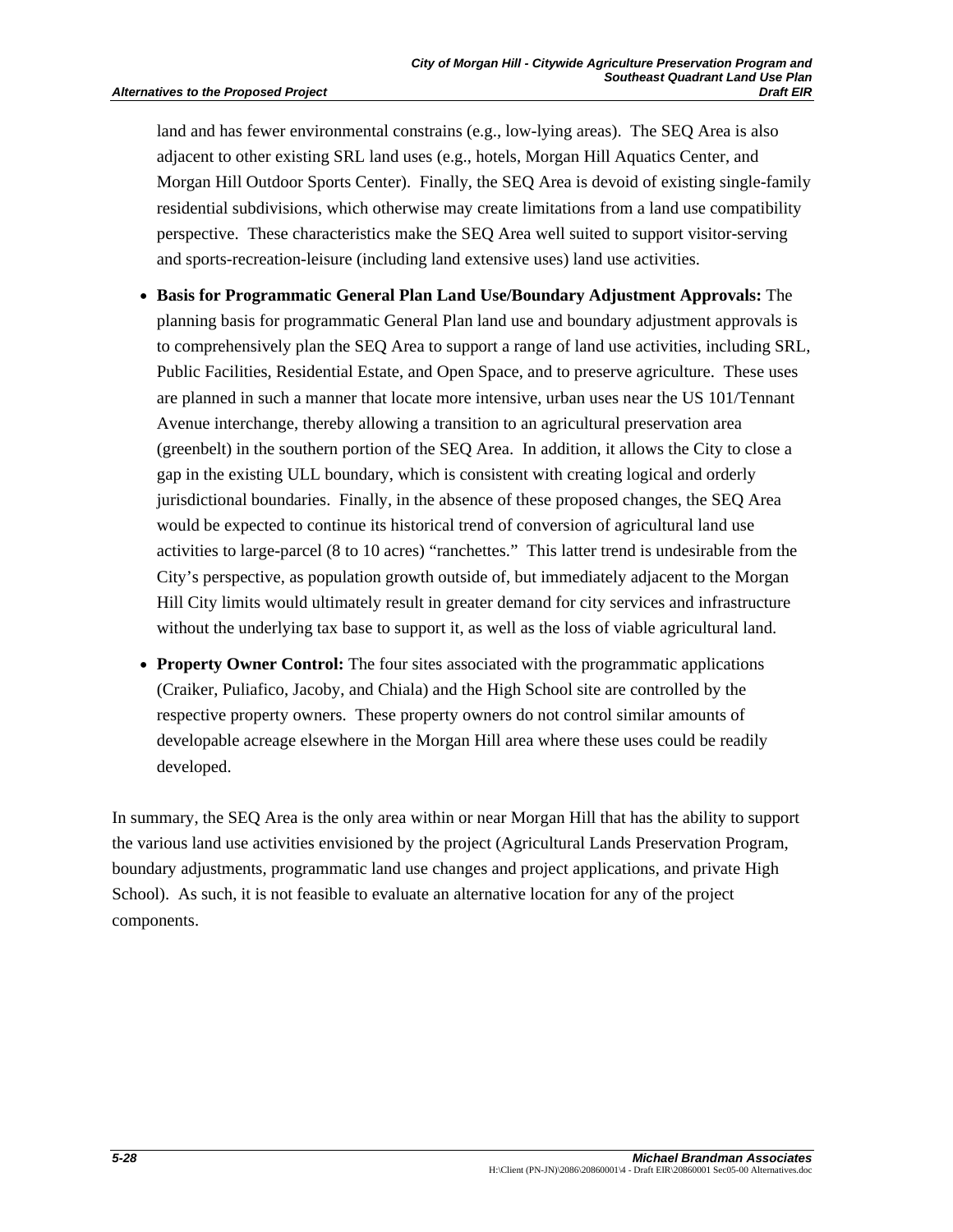land and has fewer environmental constrains (e.g., low-lying areas). The SEQ Area is also adjacent to other existing SRL land uses (e.g., hotels, Morgan Hill Aquatics Center, and Morgan Hill Outdoor Sports Center). Finally, the SEQ Area is devoid of existing single-family residential subdivisions, which otherwise may create limitations from a land use compatibility perspective. These characteristics make the SEQ Area well suited to support visitor-serving and sports-recreation-leisure (including land extensive uses) land use activities.

- **Basis for Programmatic General Plan Land Use/Boundary Adjustment Approvals:** The planning basis for programmatic General Plan land use and boundary adjustment approvals is to comprehensively plan the SEQ Area to support a range of land use activities, including SRL, Public Facilities, Residential Estate, and Open Space, and to preserve agriculture. These uses are planned in such a manner that locate more intensive, urban uses near the US 101/Tennant Avenue interchange, thereby allowing a transition to an agricultural preservation area (greenbelt) in the southern portion of the SEQ Area. In addition, it allows the City to close a gap in the existing ULL boundary, which is consistent with creating logical and orderly jurisdictional boundaries. Finally, in the absence of these proposed changes, the SEQ Area would be expected to continue its historical trend of conversion of agricultural land use activities to large-parcel (8 to 10 acres) "ranchettes." This latter trend is undesirable from the City's perspective, as population growth outside of, but immediately adjacent to the Morgan Hill City limits would ultimately result in greater demand for city services and infrastructure without the underlying tax base to support it, as well as the loss of viable agricultural land.

- **Property Owner Control:** The four sites associated with the programmatic applications (Craiker, Puliafico, Jacoby, and Chiala) and the High School site are controlled by the respective property owners. These property owners do not control similar amounts of developable acreage elsewhere in the Morgan Hill area where these uses could be readily developed.

In summary, the SEQ Area is the only area within or near Morgan Hill that has the ability to support the various land use activities envisioned by the project (Agricultural Lands Preservation Program, boundary adjustments, programmatic land use changes and project applications, and private High School). As such, it is not feasible to evaluate an alternative location for any of the project components.